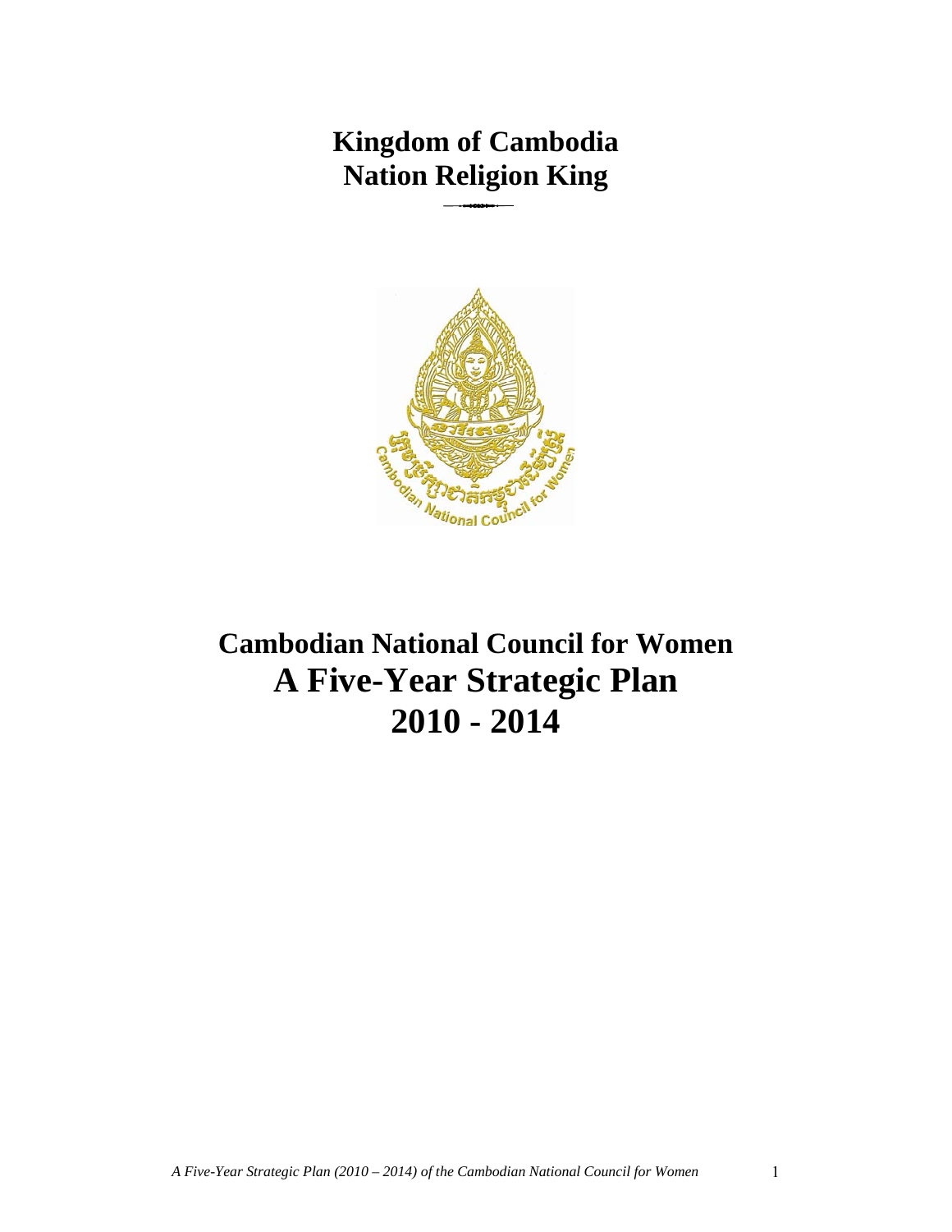# Kingdom of Cambodia
# Nation Religion King

# Cambodian National Council for Women
# A Five-Year Strategic Plan
# 2010 - 2014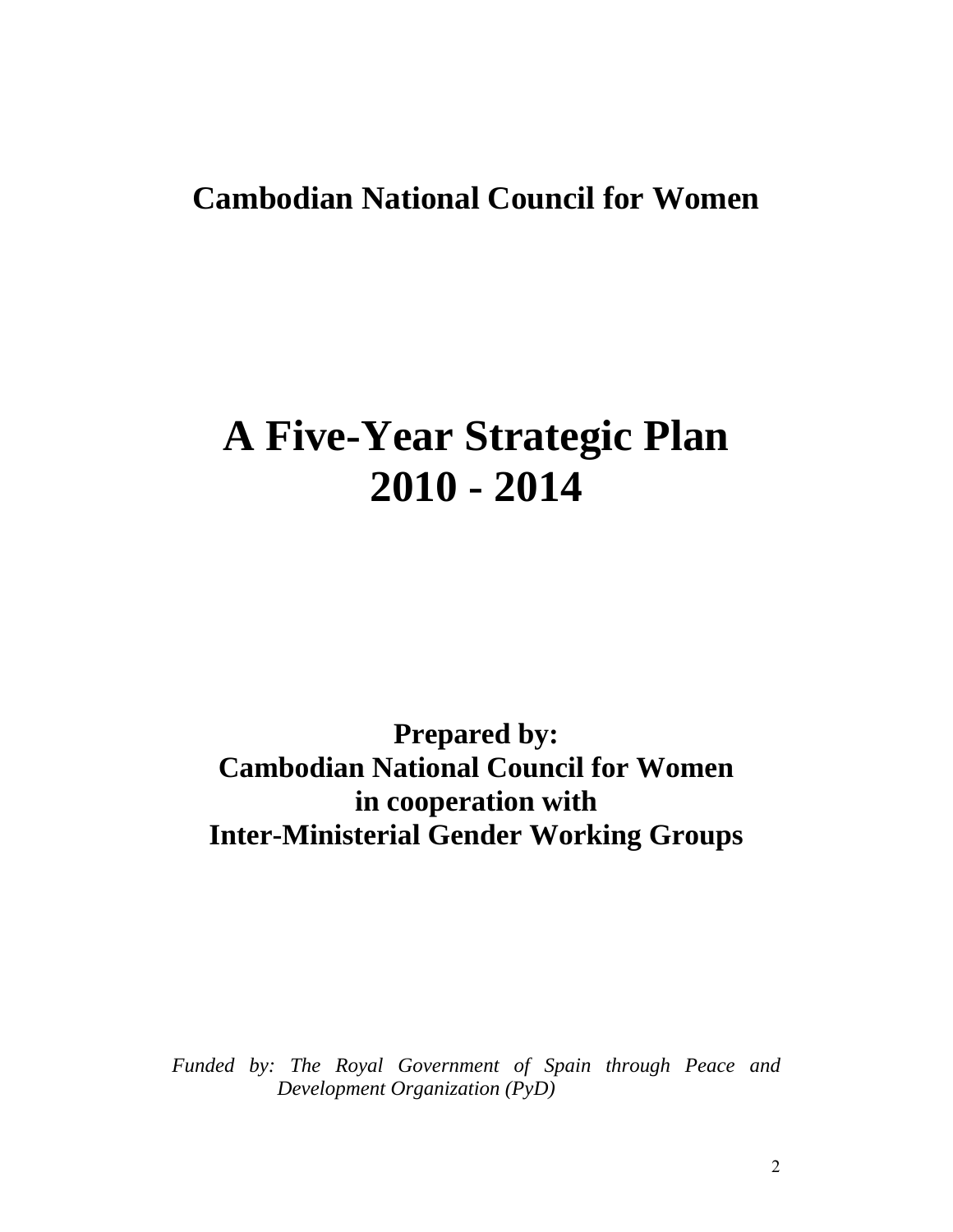# Cambodian National Council for Women

# A Five-Year Strategic Plan 2010 - 2014

**Prepared by:**
**Cambodian National Council for Women**
**in cooperation with**
**Inter-Ministerial Gender Working Groups**

*Funded by: The Royal Government of Spain through Peace and Development Organization (PyD)*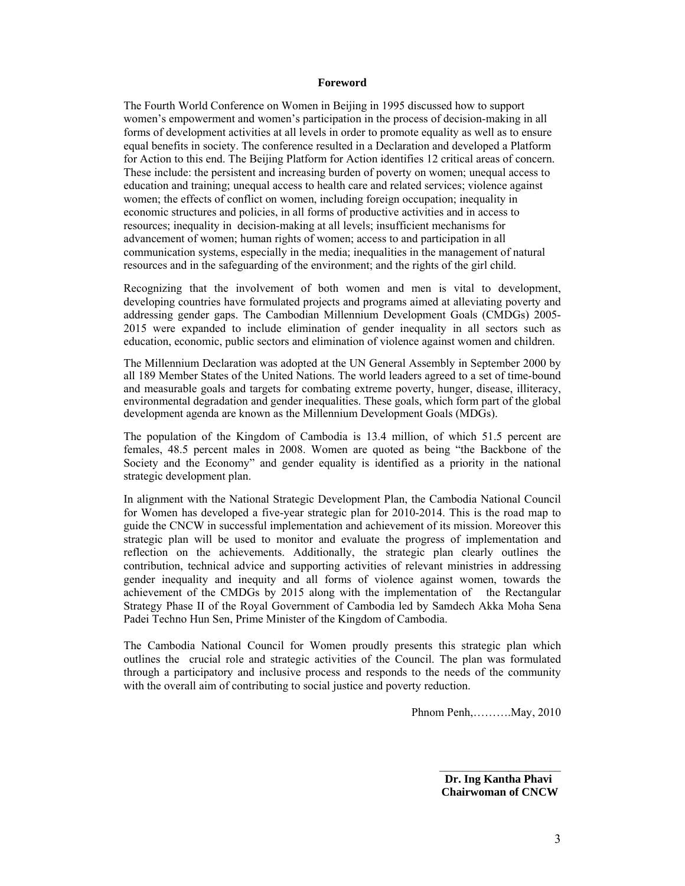## Foreword

The Fourth World Conference on Women in Beijing in 1995 discussed how to support women's empowerment and women's participation in the process of decision-making in all forms of development activities at all levels in order to promote equality as well as to ensure equal benefits in society. The conference resulted in a Declaration and developed a Platform for Action to this end. The Beijing Platform for Action identifies 12 critical areas of concern. These include: the persistent and increasing burden of poverty on women; unequal access to education and training; unequal access to health care and related services; violence against women; the effects of conflict on women, including foreign occupation; inequality in economic structures and policies, in all forms of productive activities and in access to resources; inequality in decision-making at all levels; insufficient mechanisms for advancement of women; human rights of women; access to and participation in all communication systems, especially in the media; inequalities in the management of natural resources and in the safeguarding of the environment; and the rights of the girl child.

Recognizing that the involvement of both women and men is vital to development, developing countries have formulated projects and programs aimed at alleviating poverty and addressing gender gaps. The Cambodian Millennium Development Goals (CMDGs) 2005-2015 were expanded to include elimination of gender inequality in all sectors such as education, economic, public sectors and elimination of violence against women and children.

The Millennium Declaration was adopted at the UN General Assembly in September 2000 by all 189 Member States of the United Nations. The world leaders agreed to a set of time-bound and measurable goals and targets for combating extreme poverty, hunger, disease, illiteracy, environmental degradation and gender inequalities. These goals, which form part of the global development agenda are known as the Millennium Development Goals (MDGs).

The population of the Kingdom of Cambodia is 13.4 million, of which 51.5 percent are females, 48.5 percent males in 2008. Women are quoted as being "the Backbone of the Society and the Economy" and gender equality is identified as a priority in the national strategic development plan.

In alignment with the National Strategic Development Plan, the Cambodia National Council for Women has developed a five-year strategic plan for 2010-2014. This is the road map to guide the CNCW in successful implementation and achievement of its mission. Moreover this strategic plan will be used to monitor and evaluate the progress of implementation and reflection on the achievements. Additionally, the strategic plan clearly outlines the contribution, technical advice and supporting activities of relevant ministries in addressing gender inequality and inequity and all forms of violence against women, towards the achievement of the CMDGs by 2015 along with the implementation of the Rectangular Strategy Phase II of the Royal Government of Cambodia led by Samdech Akka Moha Sena Padei Techno Hun Sen, Prime Minister of the Kingdom of Cambodia.

The Cambodia National Council for Women proudly presents this strategic plan which outlines the crucial role and strategic activities of the Council. The plan was formulated through a participatory and inclusive process and responds to the needs of the community with the overall aim of contributing to social justice and poverty reduction.

Phnom Penh,……….May, 2010

**Dr. Ing Kantha Phavi**
**Chairwoman of CNCW**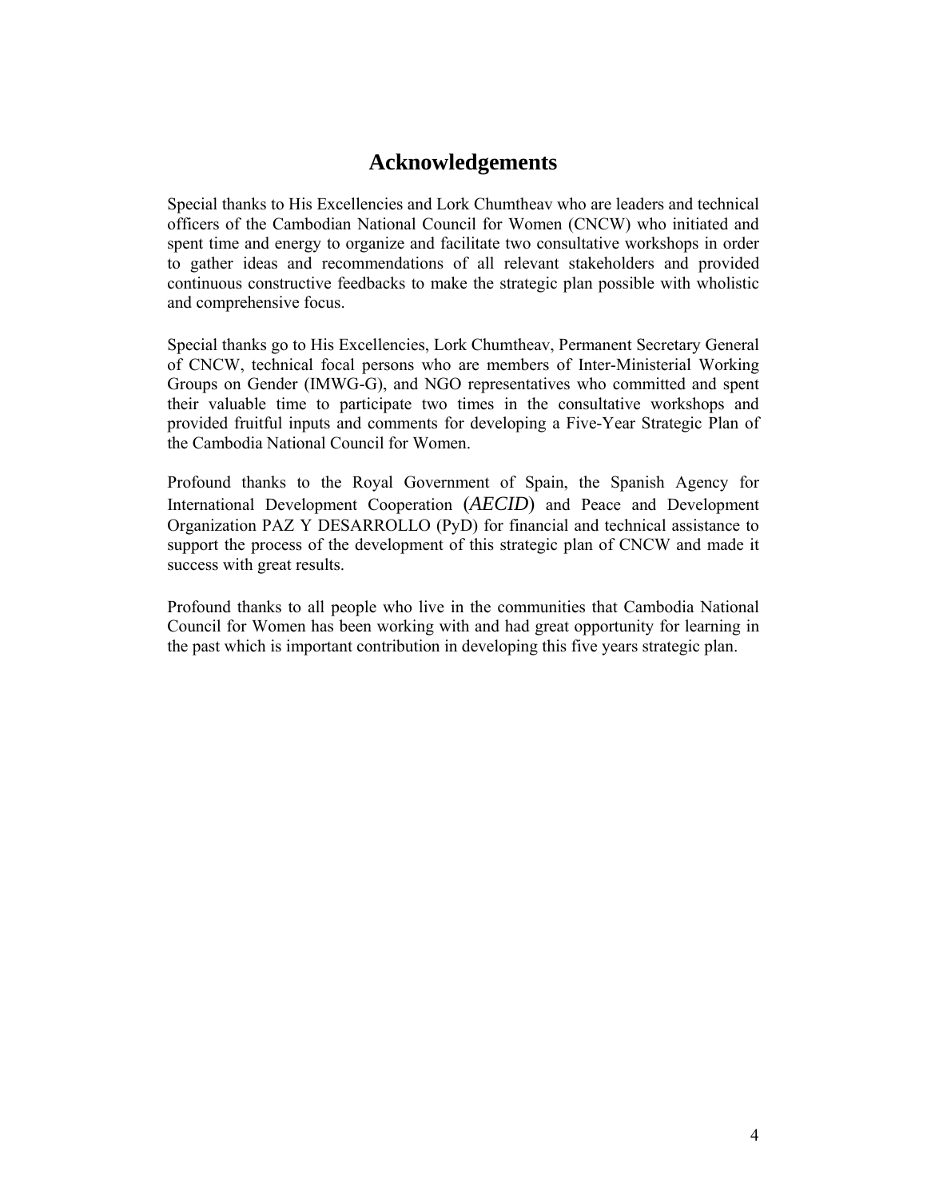# Acknowledgements

Special thanks to His Excellencies and Lork Chumtheav who are leaders and technical officers of the Cambodian National Council for Women (CNCW) who initiated and spent time and energy to organize and facilitate two consultative workshops in order to gather ideas and recommendations of all relevant stakeholders and provided continuous constructive feedbacks to make the strategic plan possible with wholistic and comprehensive focus.

Special thanks go to His Excellencies, Lork Chumtheav, Permanent Secretary General of CNCW, technical focal persons who are members of Inter-Ministerial Working Groups on Gender (IMWG-G), and NGO representatives who committed and spent their valuable time to participate two times in the consultative workshops and provided fruitful inputs and comments for developing a Five-Year Strategic Plan of the Cambodia National Council for Women.

Profound thanks to the Royal Government of Spain, the Spanish Agency for International Development Cooperation (*AECID*) and Peace and Development Organization PAZ Y DESARROLLO (PyD) for financial and technical assistance to support the process of the development of this strategic plan of CNCW and made it success with great results.

Profound thanks to all people who live in the communities that Cambodia National Council for Women has been working with and had great opportunity for learning in the past which is important contribution in developing this five years strategic plan.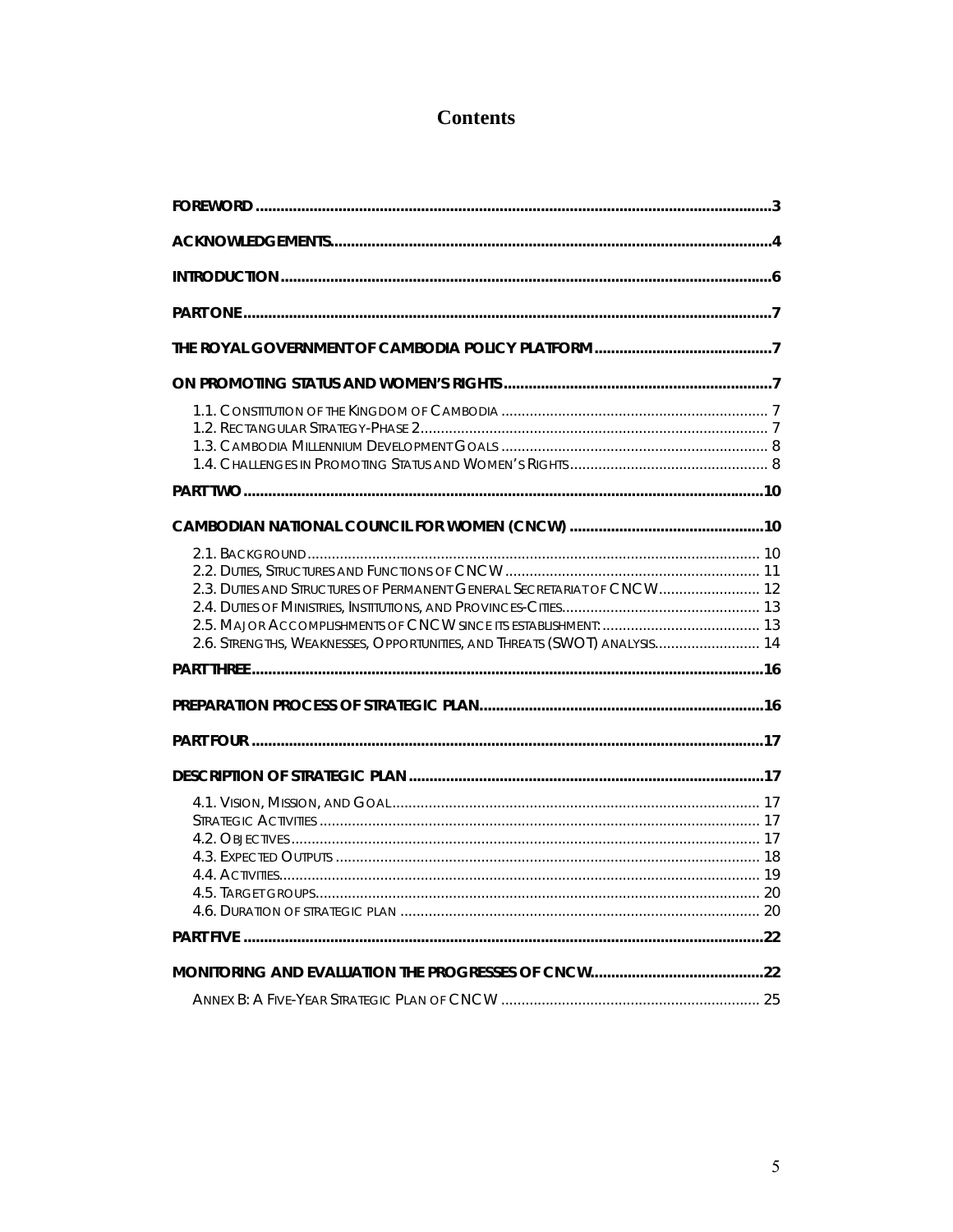# Contents

FOREWORD ........................................................................................................................ 3

ACKNOWLEDGEMENTS......................................................................................................... 4

INTRODUCTION .................................................................................................................... 6

PART ONE ............................................................................................................................. 7

THE ROYAL GOVERNMENT OF CAMBODIA POLICY PLATFORM .......................................... 7

ON PROMOTING STATUS AND WOMEN'S RIGHTS ................................................................ 7

- 1.1. CONSTITUTION OF THE KINGDOM OF CAMBODIA ................................................................. 7
- 1.2. RECTANGULAR STRATEGY-PHASE 2 ..................................................................................... 7
- 1.3. CAMBODIA MILLENNIUM DEVELOPMENT GOALS ................................................................. 8
- 1.4. CHALLENGES IN PROMOTING STATUS AND WOMEN'S RIGHTS ................................................ 8

PART TWO ........................................................................................................................... 10

CAMBODIAN NATIONAL COUNCIL FOR WOMEN (CNCW) .................................................... 10

- 2.1. BACKGROUND ................................................................................................................. 10
- 2.2. DUTIES, STRUCTURES AND FUNCTIONS OF CNCW ............................................................... 11
- 2.3. DUTIES AND STRUCTURES OF PERMANENT GENERAL SECRETARIAT OF CNCW ......................... 12
- 2.4. DUTIES OF MINISTRIES, INSTITUTIONS, AND PROVINCES-CITIES ................................................ 13
- 2.5. MAJOR ACCOMPLISHMENTS OF CNCW SINCE ITS ESTABLISHMENT: ....................................... 13
- 2.6. STRENGTHS, WEAKNESSES, OPPORTUNITIES, AND THREATS (SWOT) ANALYSIS .......................... 14

PART THREE ........................................................................................................................ 16

PREPARATION PROCESS OF STRATEGIC PLAN .................................................................... 16

PART FOUR ......................................................................................................................... 17

DESCRIPTION OF STRATEGIC PLAN ..................................................................................... 17

- 4.1. VISION, MISSION, AND GOAL ............................................................................................ 17
- STRATEGIC ACTIVITIES ........................................................................................................... 17
- 4.2. OBJECTIVES .................................................................................................................... 17
- 4.3. EXPECTED OUTPUTS ........................................................................................................ 18
- 4.4. ACTIVITIES ...................................................................................................................... 19
- 4.5. TARGET GROUPS ............................................................................................................. 20
- 4.6. DURATION OF STRATEGIC PLAN ........................................................................................ 20

PART FIVE ........................................................................................................................... 22

MONITORING AND EVALUATION THE PROGRESSES OF CNCW ........................................... 22

- ANNEX B: A FIVE-YEAR STRATEGIC PLAN OF CNCW ............................................................... 25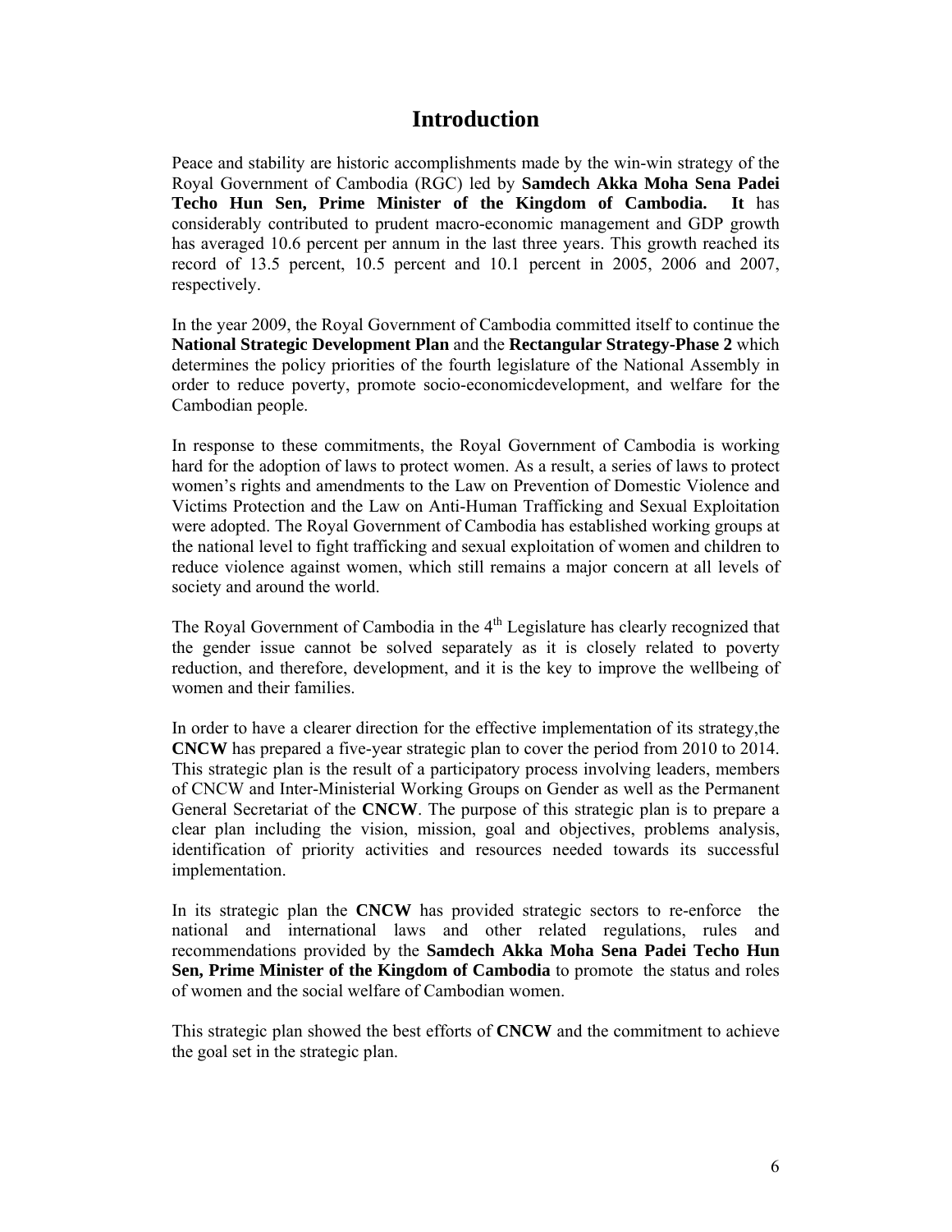# Introduction

Peace and stability are historic accomplishments made by the win-win strategy of the Royal Government of Cambodia (RGC) led by **Samdech Akka Moha Sena Padei Techo Hun Sen, Prime Minister of the Kingdom of Cambodia. It** has considerably contributed to prudent macro-economic management and GDP growth has averaged 10.6 percent per annum in the last three years. This growth reached its record of 13.5 percent, 10.5 percent and 10.1 percent in 2005, 2006 and 2007, respectively.

In the year 2009, the Royal Government of Cambodia committed itself to continue the **National Strategic Development Plan** and the **Rectangular Strategy-Phase 2** which determines the policy priorities of the fourth legislature of the National Assembly in order to reduce poverty, promote socio-economicdevelopment, and welfare for the Cambodian people.

In response to these commitments, the Royal Government of Cambodia is working hard for the adoption of laws to protect women. As a result, a series of laws to protect women's rights and amendments to the Law on Prevention of Domestic Violence and Victims Protection and the Law on Anti-Human Trafficking and Sexual Exploitation were adopted. The Royal Government of Cambodia has established working groups at the national level to fight trafficking and sexual exploitation of women and children to reduce violence against women, which still remains a major concern at all levels of society and around the world.

The Royal Government of Cambodia in the 4th Legislature has clearly recognized that the gender issue cannot be solved separately as it is closely related to poverty reduction, and therefore, development, and it is the key to improve the wellbeing of women and their families.

In order to have a clearer direction for the effective implementation of its strategy,the **CNCW** has prepared a five-year strategic plan to cover the period from 2010 to 2014. This strategic plan is the result of a participatory process involving leaders, members of CNCW and Inter-Ministerial Working Groups on Gender as well as the Permanent General Secretariat of the **CNCW**. The purpose of this strategic plan is to prepare a clear plan including the vision, mission, goal and objectives, problems analysis, identification of priority activities and resources needed towards its successful implementation.

In its strategic plan the **CNCW** has provided strategic sectors to re-enforce the national and international laws and other related regulations, rules and recommendations provided by the **Samdech Akka Moha Sena Padei Techo Hun Sen, Prime Minister of the Kingdom of Cambodia** to promote the status and roles of women and the social welfare of Cambodian women.

This strategic plan showed the best efforts of **CNCW** and the commitment to achieve the goal set in the strategic plan.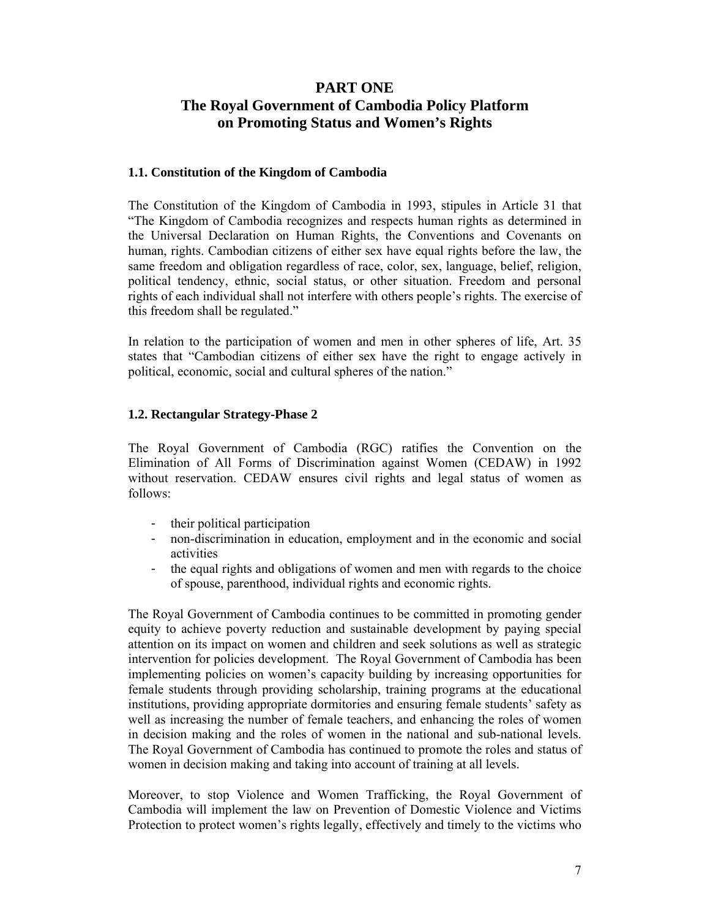# PART ONE
# The Royal Government of Cambodia Policy Platform on Promoting Status and Women's Rights

### 1.1. Constitution of the Kingdom of Cambodia

The Constitution of the Kingdom of Cambodia in 1993, stipules in Article 31 that "The Kingdom of Cambodia recognizes and respects human rights as determined in the Universal Declaration on Human Rights, the Conventions and Covenants on human, rights. Cambodian citizens of either sex have equal rights before the law, the same freedom and obligation regardless of race, color, sex, language, belief, religion, political tendency, ethnic, social status, or other situation. Freedom and personal rights of each individual shall not interfere with others people's rights. The exercise of this freedom shall be regulated."

In relation to the participation of women and men in other spheres of life, Art. 35 states that "Cambodian citizens of either sex have the right to engage actively in political, economic, social and cultural spheres of the nation."

### 1.2. Rectangular Strategy-Phase 2

The Royal Government of Cambodia (RGC) ratifies the Convention on the Elimination of All Forms of Discrimination against Women (CEDAW) in 1992 without reservation. CEDAW ensures civil rights and legal status of women as follows:

- their political participation
- non-discrimination in education, employment and in the economic and social activities
- the equal rights and obligations of women and men with regards to the choice of spouse, parenthood, individual rights and economic rights.

The Royal Government of Cambodia continues to be committed in promoting gender equity to achieve poverty reduction and sustainable development by paying special attention on its impact on women and children and seek solutions as well as strategic intervention for policies development. The Royal Government of Cambodia has been implementing policies on women's capacity building by increasing opportunities for female students through providing scholarship, training programs at the educational institutions, providing appropriate dormitories and ensuring female students' safety as well as increasing the number of female teachers, and enhancing the roles of women in decision making and the roles of women in the national and sub-national levels. The Royal Government of Cambodia has continued to promote the roles and status of women in decision making and taking into account of training at all levels.

Moreover, to stop Violence and Women Trafficking, the Royal Government of Cambodia will implement the law on Prevention of Domestic Violence and Victims Protection to protect women's rights legally, effectively and timely to the victims who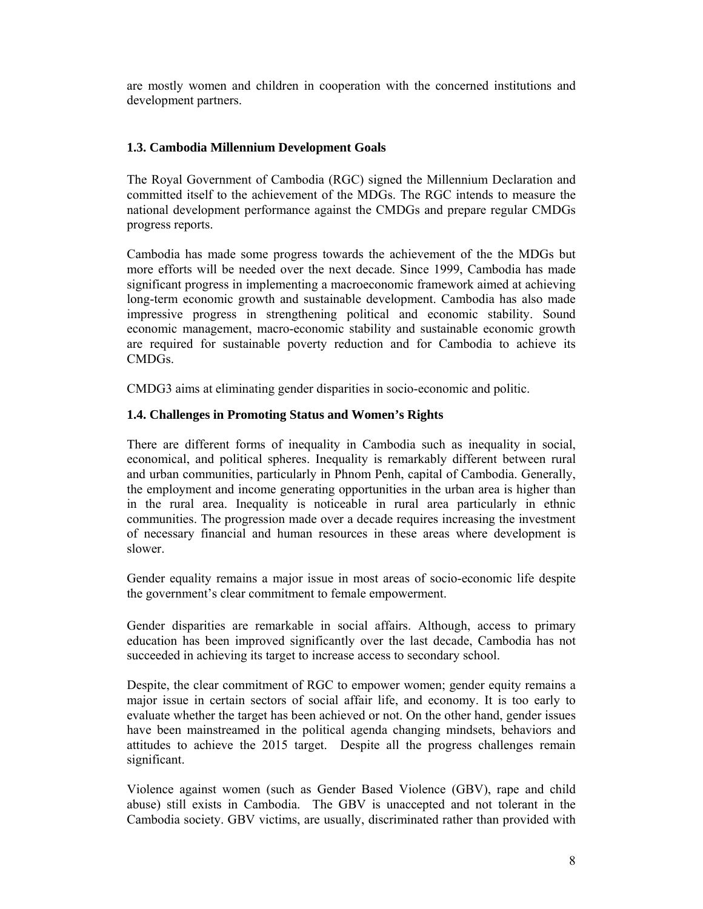are mostly women and children in cooperation with the concerned institutions and development partners.

### 1.3. Cambodia Millennium Development Goals

The Royal Government of Cambodia (RGC) signed the Millennium Declaration and committed itself to the achievement of the MDGs. The RGC intends to measure the national development performance against the CMDGs and prepare regular CMDGs progress reports.

Cambodia has made some progress towards the achievement of the the MDGs but more efforts will be needed over the next decade. Since 1999, Cambodia has made significant progress in implementing a macroeconomic framework aimed at achieving long-term economic growth and sustainable development. Cambodia has also made impressive progress in strengthening political and economic stability. Sound economic management, macro-economic stability and sustainable economic growth are required for sustainable poverty reduction and for Cambodia to achieve its CMDGs.

CMDG3 aims at eliminating gender disparities in socio-economic and politic.

### 1.4. Challenges in Promoting Status and Women's Rights

There are different forms of inequality in Cambodia such as inequality in social, economical, and political spheres. Inequality is remarkably different between rural and urban communities, particularly in Phnom Penh, capital of Cambodia. Generally, the employment and income generating opportunities in the urban area is higher than in the rural area. Inequality is noticeable in rural area particularly in ethnic communities. The progression made over a decade requires increasing the investment of necessary financial and human resources in these areas where development is slower.

Gender equality remains a major issue in most areas of socio-economic life despite the government's clear commitment to female empowerment.

Gender disparities are remarkable in social affairs. Although, access to primary education has been improved significantly over the last decade, Cambodia has not succeeded in achieving its target to increase access to secondary school.

Despite, the clear commitment of RGC to empower women; gender equity remains a major issue in certain sectors of social affair life, and economy. It is too early to evaluate whether the target has been achieved or not. On the other hand, gender issues have been mainstreamed in the political agenda changing mindsets, behaviors and attitudes to achieve the 2015 target. Despite all the progress challenges remain significant.

Violence against women (such as Gender Based Violence (GBV), rape and child abuse) still exists in Cambodia. The GBV is unaccepted and not tolerant in the Cambodia society. GBV victims, are usually, discriminated rather than provided with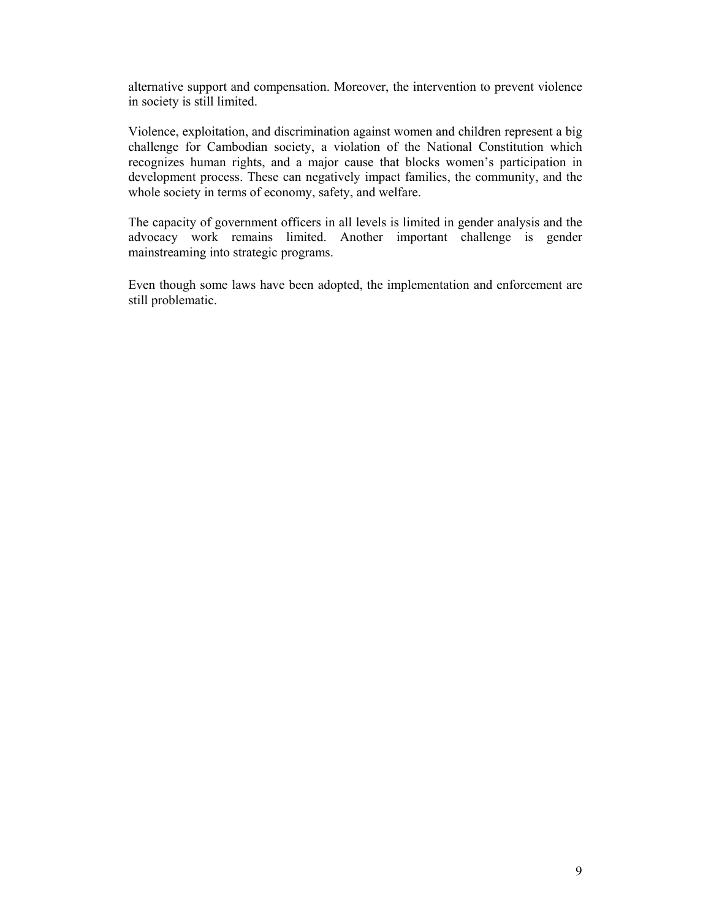alternative support and compensation. Moreover, the intervention to prevent violence in society is still limited.

Violence, exploitation, and discrimination against women and children represent a big challenge for Cambodian society, a violation of the National Constitution which recognizes human rights, and a major cause that blocks women's participation in development process. These can negatively impact families, the community, and the whole society in terms of economy, safety, and welfare.

The capacity of government officers in all levels is limited in gender analysis and the advocacy work remains limited. Another important challenge is gender mainstreaming into strategic programs.

Even though some laws have been adopted, the implementation and enforcement are still problematic.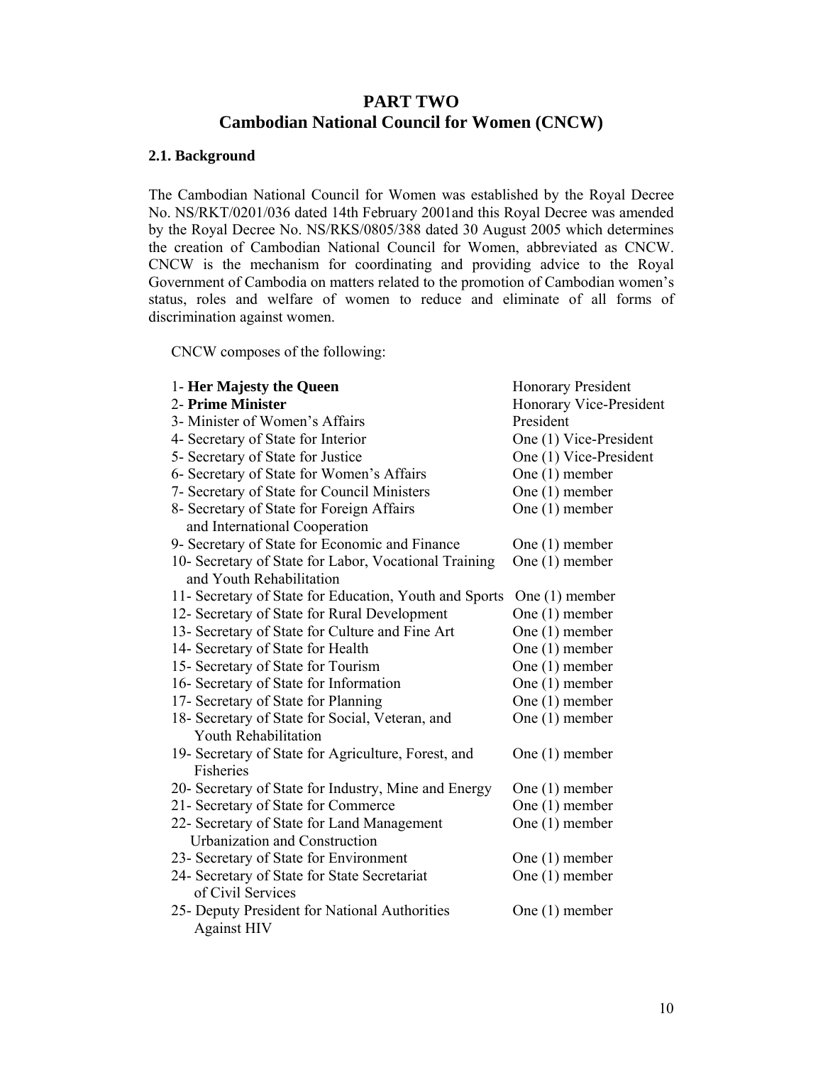# PART TWO
# Cambodian National Council for Women (CNCW)

## 2.1. Background

The Cambodian National Council for Women was established by the Royal Decree No. NS/RKT/0201/036 dated 14th February 2001and this Royal Decree was amended by the Royal Decree No. NS/RKS/0805/388 dated 30 August 2005 which determines the creation of Cambodian National Council for Women, abbreviated as CNCW. CNCW is the mechanism for coordinating and providing advice to the Royal Government of Cambodia on matters related to the promotion of Cambodian women's status, roles and welfare of women to reduce and eliminate of all forms of discrimination against women.

CNCW composes of the following:

| | |
|---|---|
| 1- **Her Majesty the Queen** | Honorary President |
| 2- **Prime Minister** | Honorary Vice-President |
| 3- Minister of Women's Affairs | President |
| 4- Secretary of State for Interior | One (1) Vice-President |
| 5- Secretary of State for Justice | One (1) Vice-President |
| 6- Secretary of State for Women's Affairs | One (1) member |
| 7- Secretary of State for Council Ministers | One (1) member |
| 8- Secretary of State for Foreign Affairs and International Cooperation | One (1) member |
| 9- Secretary of State for Economic and Finance | One (1) member |
| 10- Secretary of State for Labor, Vocational Training and Youth Rehabilitation | One (1) member |
| 11- Secretary of State for Education, Youth and Sports | One (1) member |
| 12- Secretary of State for Rural Development | One (1) member |
| 13- Secretary of State for Culture and Fine Art | One (1) member |
| 14- Secretary of State for Health | One (1) member |
| 15- Secretary of State for Tourism | One (1) member |
| 16- Secretary of State for Information | One (1) member |
| 17- Secretary of State for Planning | One (1) member |
| 18- Secretary of State for Social, Veteran, and Youth Rehabilitation | One (1) member |
| 19- Secretary of State for Agriculture, Forest, and Fisheries | One (1) member |
| 20- Secretary of State for Industry, Mine and Energy | One (1) member |
| 21- Secretary of State for Commerce | One (1) member |
| 22- Secretary of State for Land Management Urbanization and Construction | One (1) member |
| 23- Secretary of State for Environment | One (1) member |
| 24- Secretary of State for State Secretariat of Civil Services | One (1) member |
| 25- Deputy President for National Authorities Against HIV | One (1) member |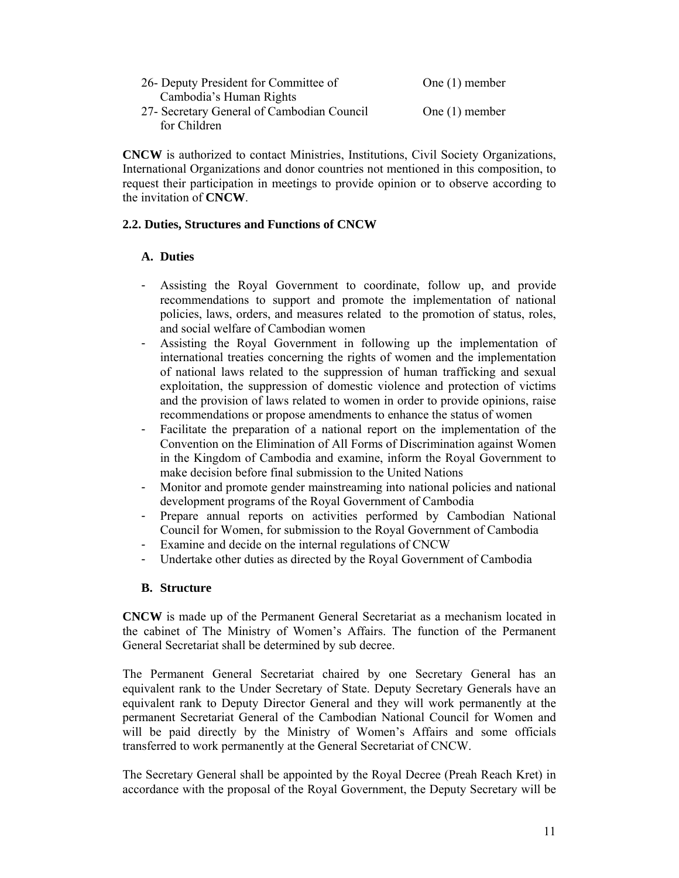| | |
|---|---|
| 26- Deputy President for Committee of Cambodia's Human Rights | One (1) member |
| 27- Secretary General of Cambodian Council for Children | One (1) member |

**CNCW** is authorized to contact Ministries, Institutions, Civil Society Organizations, International Organizations and donor countries not mentioned in this composition, to request their participation in meetings to provide opinion or to observe according to the invitation of **CNCW**.

### 2.2. Duties, Structures and Functions of CNCW

#### A. Duties

- Assisting the Royal Government to coordinate, follow up, and provide recommendations to support and promote the implementation of national policies, laws, orders, and measures related to the promotion of status, roles, and social welfare of Cambodian women
- Assisting the Royal Government in following up the implementation of international treaties concerning the rights of women and the implementation of national laws related to the suppression of human trafficking and sexual exploitation, the suppression of domestic violence and protection of victims and the provision of laws related to women in order to provide opinions, raise recommendations or propose amendments to enhance the status of women
- Facilitate the preparation of a national report on the implementation of the Convention on the Elimination of All Forms of Discrimination against Women in the Kingdom of Cambodia and examine, inform the Royal Government to make decision before final submission to the United Nations
- Monitor and promote gender mainstreaming into national policies and national development programs of the Royal Government of Cambodia
- Prepare annual reports on activities performed by Cambodian National Council for Women, for submission to the Royal Government of Cambodia
- Examine and decide on the internal regulations of CNCW
- Undertake other duties as directed by the Royal Government of Cambodia

#### B. Structure

**CNCW** is made up of the Permanent General Secretariat as a mechanism located in the cabinet of The Ministry of Women's Affairs. The function of the Permanent General Secretariat shall be determined by sub decree.

The Permanent General Secretariat chaired by one Secretary General has an equivalent rank to the Under Secretary of State. Deputy Secretary Generals have an equivalent rank to Deputy Director General and they will work permanently at the permanent Secretariat General of the Cambodian National Council for Women and will be paid directly by the Ministry of Women's Affairs and some officials transferred to work permanently at the General Secretariat of CNCW.

The Secretary General shall be appointed by the Royal Decree (Preah Reach Kret) in accordance with the proposal of the Royal Government, the Deputy Secretary will be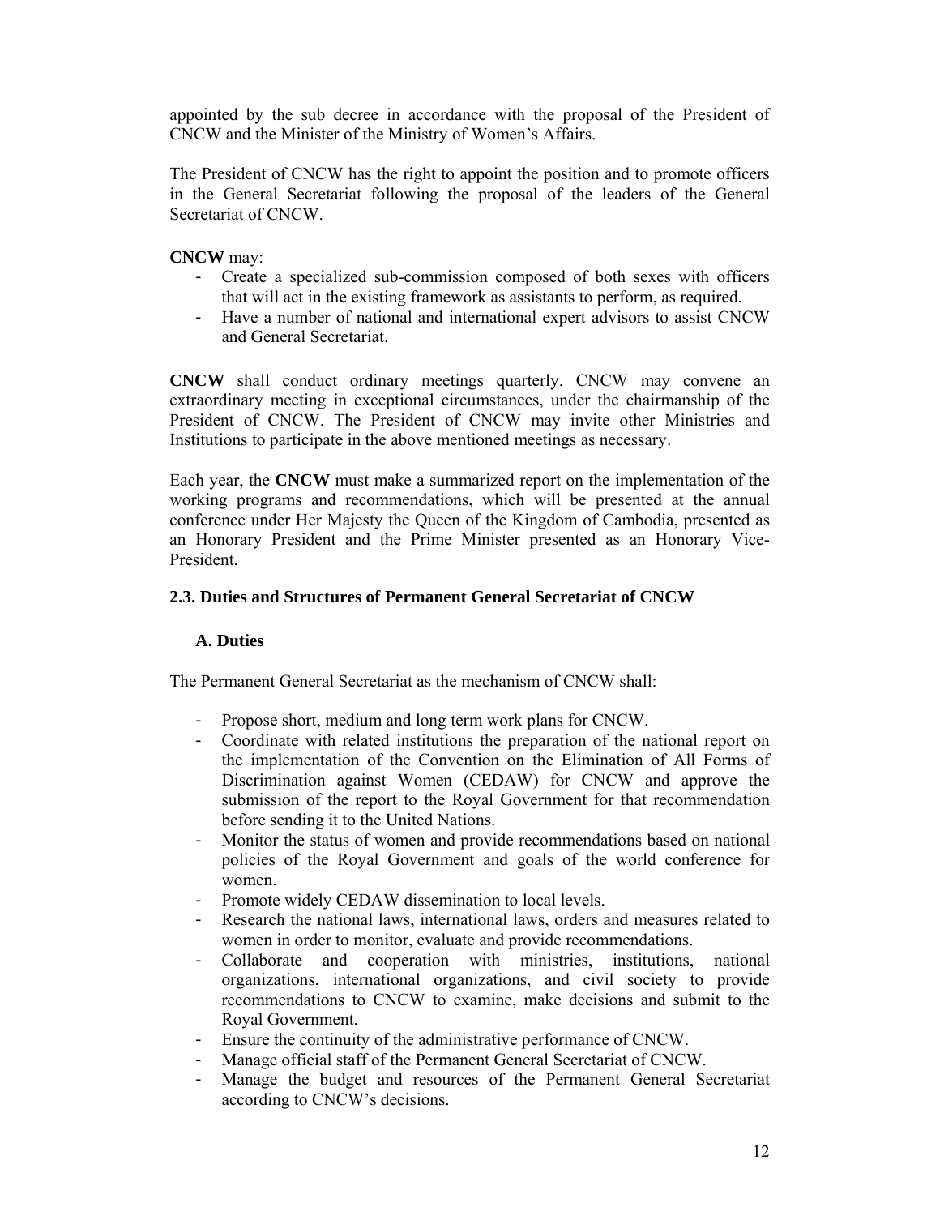appointed by the sub decree in accordance with the proposal of the President of CNCW and the Minister of the Ministry of Women's Affairs.

The President of CNCW has the right to appoint the position and to promote officers in the General Secretariat following the proposal of the leaders of the General Secretariat of CNCW.

**CNCW** may:

- Create a specialized sub-commission composed of both sexes with officers that will act in the existing framework as assistants to perform, as required.
- Have a number of national and international expert advisors to assist CNCW and General Secretariat.

**CNCW** shall conduct ordinary meetings quarterly. CNCW may convene an extraordinary meeting in exceptional circumstances, under the chairmanship of the President of CNCW. The President of CNCW may invite other Ministries and Institutions to participate in the above mentioned meetings as necessary.

Each year, the **CNCW** must make a summarized report on the implementation of the working programs and recommendations, which will be presented at the annual conference under Her Majesty the Queen of the Kingdom of Cambodia, presented as an Honorary President and the Prime Minister presented as an Honorary Vice-President.

### 2.3. Duties and Structures of Permanent General Secretariat of CNCW

#### A. Duties

The Permanent General Secretariat as the mechanism of CNCW shall:

- Propose short, medium and long term work plans for CNCW.
- Coordinate with related institutions the preparation of the national report on the implementation of the Convention on the Elimination of All Forms of Discrimination against Women (CEDAW) for CNCW and approve the submission of the report to the Royal Government for that recommendation before sending it to the United Nations.
- Monitor the status of women and provide recommendations based on national policies of the Royal Government and goals of the world conference for women.
- Promote widely CEDAW dissemination to local levels.
- Research the national laws, international laws, orders and measures related to women in order to monitor, evaluate and provide recommendations.
- Collaborate and cooperation with ministries, institutions, national organizations, international organizations, and civil society to provide recommendations to CNCW to examine, make decisions and submit to the Royal Government.
- Ensure the continuity of the administrative performance of CNCW.
- Manage official staff of the Permanent General Secretariat of CNCW.
- Manage the budget and resources of the Permanent General Secretariat according to CNCW's decisions.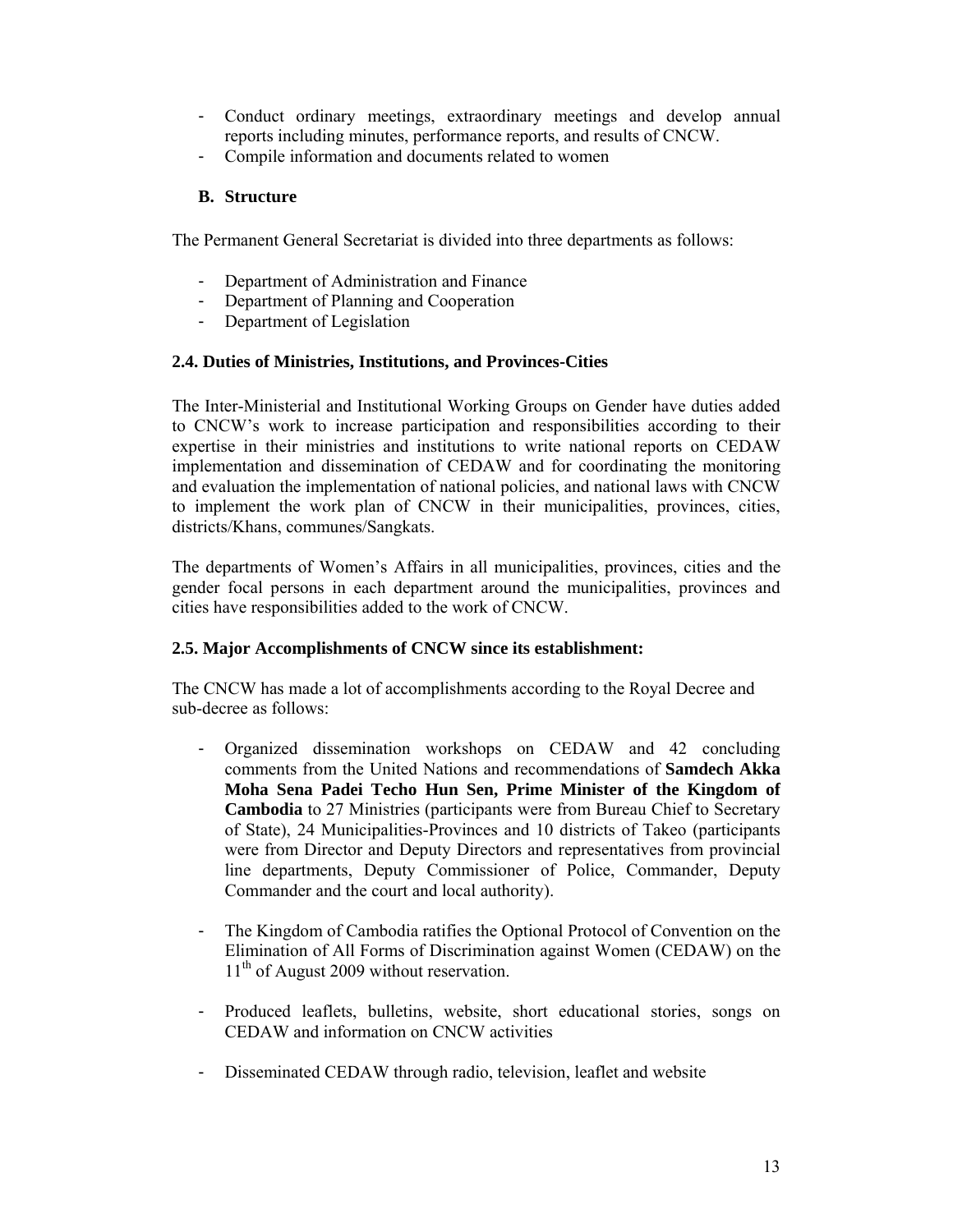- Conduct ordinary meetings, extraordinary meetings and develop annual reports including minutes, performance reports, and results of CNCW.
- Compile information and documents related to women

### B. Structure

The Permanent General Secretariat is divided into three departments as follows:

- Department of Administration and Finance
- Department of Planning and Cooperation
- Department of Legislation

### 2.4. Duties of Ministries, Institutions, and Provinces-Cities

The Inter-Ministerial and Institutional Working Groups on Gender have duties added to CNCW's work to increase participation and responsibilities according to their expertise in their ministries and institutions to write national reports on CEDAW implementation and dissemination of CEDAW and for coordinating the monitoring and evaluation the implementation of national policies, and national laws with CNCW to implement the work plan of CNCW in their municipalities, provinces, cities, districts/Khans, communes/Sangkats.

The departments of Women's Affairs in all municipalities, provinces, cities and the gender focal persons in each department around the municipalities, provinces and cities have responsibilities added to the work of CNCW.

### 2.5. Major Accomplishments of CNCW since its establishment:

The CNCW has made a lot of accomplishments according to the Royal Decree and sub-decree as follows:

- Organized dissemination workshops on CEDAW and 42 concluding comments from the United Nations and recommendations of **Samdech Akka Moha Sena Padei Techo Hun Sen, Prime Minister of the Kingdom of Cambodia** to 27 Ministries (participants were from Bureau Chief to Secretary of State), 24 Municipalities-Provinces and 10 districts of Takeo (participants were from Director and Deputy Directors and representatives from provincial line departments, Deputy Commissioner of Police, Commander, Deputy Commander and the court and local authority).

- The Kingdom of Cambodia ratifies the Optional Protocol of Convention on the Elimination of All Forms of Discrimination against Women (CEDAW) on the 11th of August 2009 without reservation.

- Produced leaflets, bulletins, website, short educational stories, songs on CEDAW and information on CNCW activities

- Disseminated CEDAW through radio, television, leaflet and website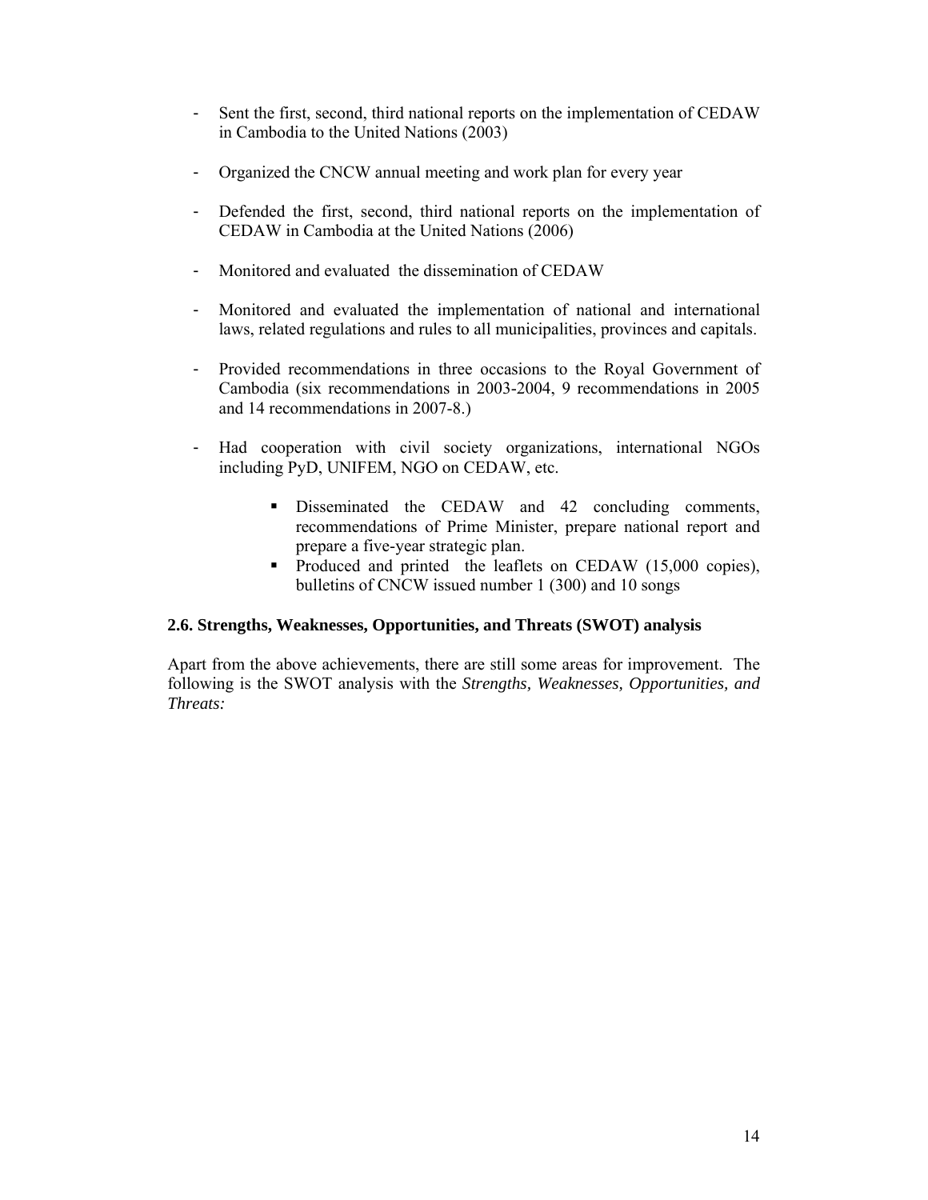- Sent the first, second, third national reports on the implementation of CEDAW in Cambodia to the United Nations (2003)

- Organized the CNCW annual meeting and work plan for every year

- Defended the first, second, third national reports on the implementation of CEDAW in Cambodia at the United Nations (2006)

- Monitored and evaluated the dissemination of CEDAW

- Monitored and evaluated the implementation of national and international laws, related regulations and rules to all municipalities, provinces and capitals.

- Provided recommendations in three occasions to the Royal Government of Cambodia (six recommendations in 2003-2004, 9 recommendations in 2005 and 14 recommendations in 2007-8.)

- Had cooperation with civil society organizations, international NGOs including PyD, UNIFEM, NGO on CEDAW, etc.

    - Disseminated the CEDAW and 42 concluding comments, recommendations of Prime Minister, prepare national report and prepare a five-year strategic plan.
    - Produced and printed the leaflets on CEDAW (15,000 copies), bulletins of CNCW issued number 1 (300) and 10 songs

### 2.6. Strengths, Weaknesses, Opportunities, and Threats (SWOT) analysis

Apart from the above achievements, there are still some areas for improvement. The following is the SWOT analysis with the *Strengths, Weaknesses, Opportunities, and Threats:*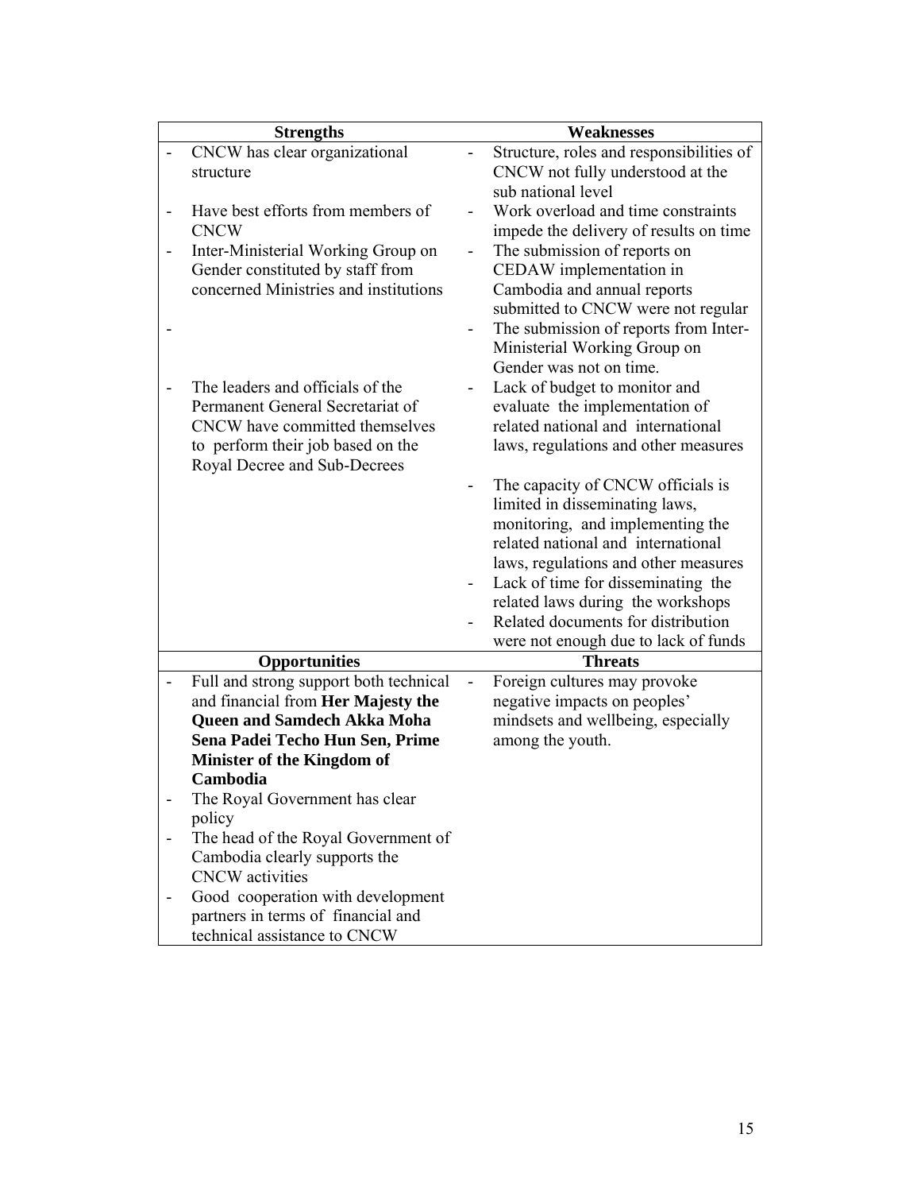| Strengths | Weaknesses |
|---|---|
| - CNCW has clear organizational structure | - Structure, roles and responsibilities of CNCW not fully understood at the sub national level |
| - Have best efforts from members of CNCW | - Work overload and time constraints impede the delivery of results on time |
| - Inter-Ministerial Working Group on Gender constituted by staff from concerned Ministries and institutions | - The submission of reports on CEDAW implementation in Cambodia and annual reports submitted to CNCW were not regular |
| - | - The submission of reports from Inter-Ministerial Working Group on Gender was not on time. |
| - The leaders and officials of the Permanent General Secretariat of CNCW have committed themselves to perform their job based on the Royal Decree and Sub-Decrees | - Lack of budget to monitor and evaluate the implementation of related national and international laws, regulations and other measures |
| | - The capacity of CNCW officials is limited in disseminating laws, monitoring, and implementing the related national and international laws, regulations and other measures<br>- Lack of time for disseminating the related laws during the workshops<br>- Related documents for distribution were not enough due to lack of funds |
| **Opportunities** | **Threats** |
| - Full and strong support both technical and financial from **Her Majesty the Queen and Samdech Akka Moha Sena Padei Techo Hun Sen, Prime Minister of the Kingdom of Cambodia**<br>- The Royal Government has clear policy<br>- The head of the Royal Government of Cambodia clearly supports the CNCW activities<br>- Good cooperation with development partners in terms of financial and technical assistance to CNCW | - Foreign cultures may provoke negative impacts on peoples' mindsets and wellbeing, especially among the youth. |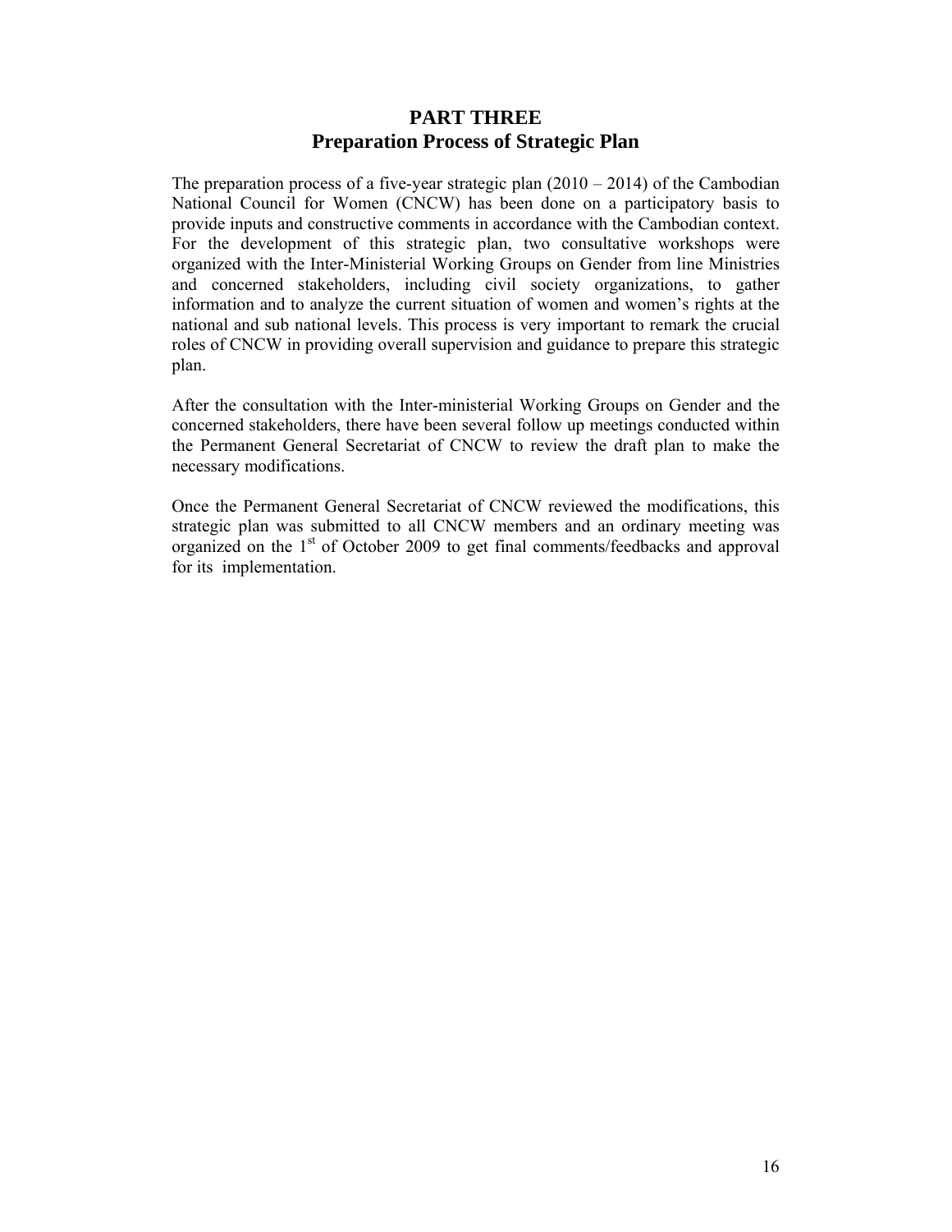# PART THREE
## Preparation Process of Strategic Plan

The preparation process of a five-year strategic plan (2010 – 2014) of the Cambodian National Council for Women (CNCW) has been done on a participatory basis to provide inputs and constructive comments in accordance with the Cambodian context. For the development of this strategic plan, two consultative workshops were organized with the Inter-Ministerial Working Groups on Gender from line Ministries and concerned stakeholders, including civil society organizations, to gather information and to analyze the current situation of women and women's rights at the national and sub national levels. This process is very important to remark the crucial roles of CNCW in providing overall supervision and guidance to prepare this strategic plan.

After the consultation with the Inter-ministerial Working Groups on Gender and the concerned stakeholders, there have been several follow up meetings conducted within the Permanent General Secretariat of CNCW to review the draft plan to make the necessary modifications.

Once the Permanent General Secretariat of CNCW reviewed the modifications, this strategic plan was submitted to all CNCW members and an ordinary meeting was organized on the 1st of October 2009 to get final comments/feedbacks and approval for its implementation.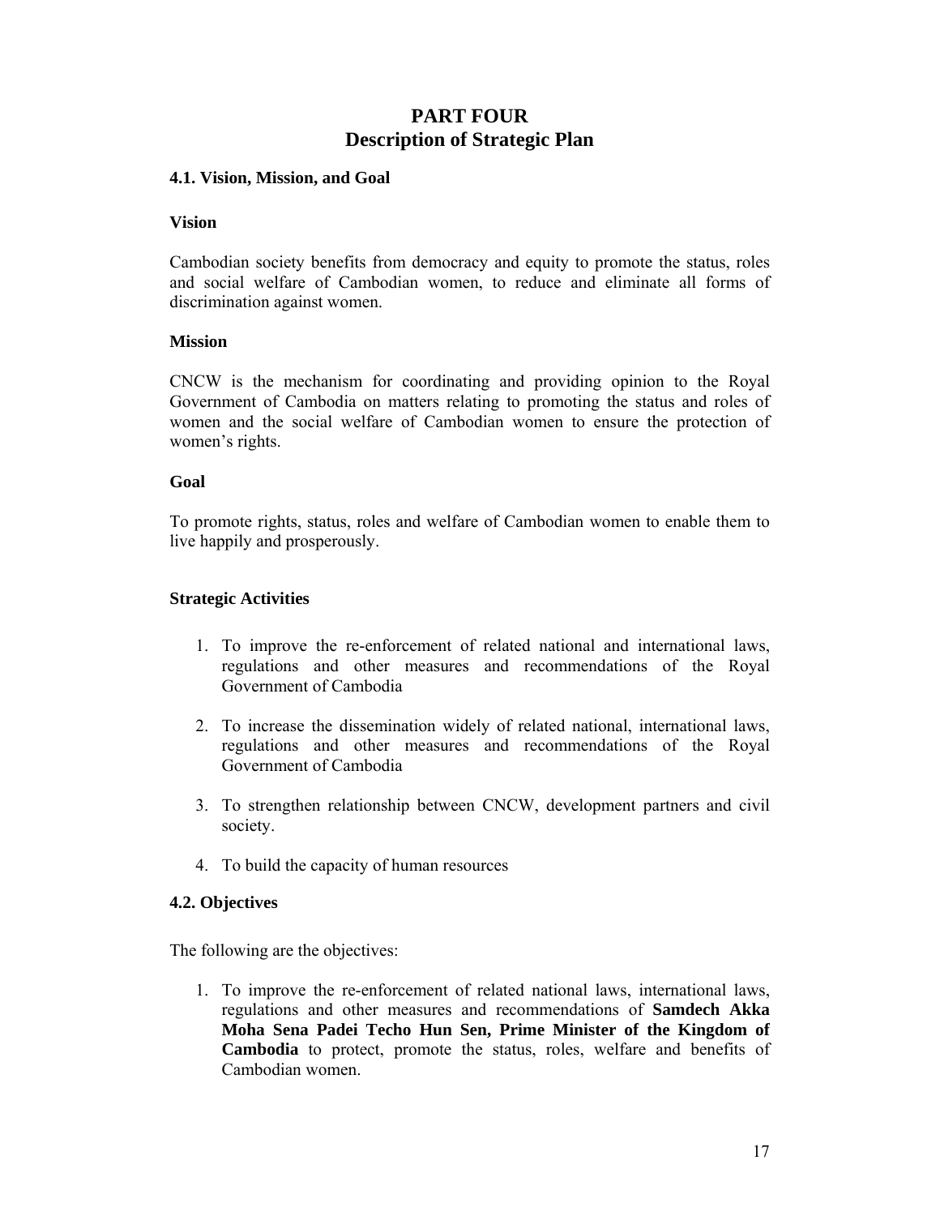# PART FOUR
# Description of Strategic Plan

### 4.1. Vision, Mission, and Goal

**Vision**

Cambodian society benefits from democracy and equity to promote the status, roles and social welfare of Cambodian women, to reduce and eliminate all forms of discrimination against women.

**Mission**

CNCW is the mechanism for coordinating and providing opinion to the Royal Government of Cambodia on matters relating to promoting the status and roles of women and the social welfare of Cambodian women to ensure the protection of women's rights.

**Goal**

To promote rights, status, roles and welfare of Cambodian women to enable them to live happily and prosperously.

**Strategic Activities**

1. To improve the re-enforcement of related national and international laws, regulations and other measures and recommendations of the Royal Government of Cambodia
2. To increase the dissemination widely of related national, international laws, regulations and other measures and recommendations of the Royal Government of Cambodia
3. To strengthen relationship between CNCW, development partners and civil society.
4. To build the capacity of human resources

### 4.2. Objectives

The following are the objectives:

1. To improve the re-enforcement of related national laws, international laws, regulations and other measures and recommendations of **Samdech Akka Moha Sena Padei Techo Hun Sen, Prime Minister of the Kingdom of Cambodia** to protect, promote the status, roles, welfare and benefits of Cambodian women.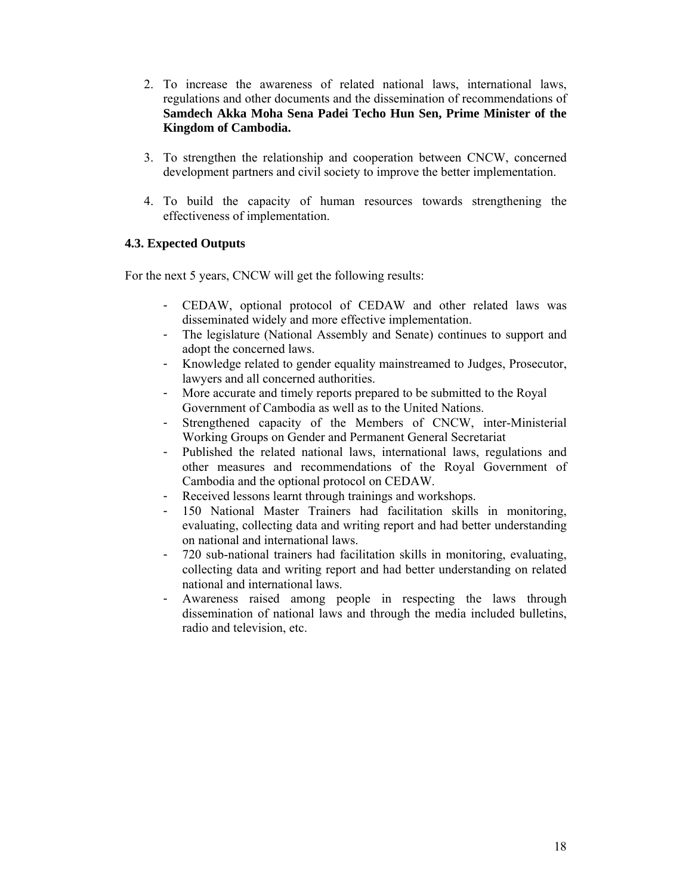2. To increase the awareness of related national laws, international laws, regulations and other documents and the dissemination of recommendations of **Samdech Akka Moha Sena Padei Techo Hun Sen, Prime Minister of the Kingdom of Cambodia.**

3. To strengthen the relationship and cooperation between CNCW, concerned development partners and civil society to improve the better implementation.

4. To build the capacity of human resources towards strengthening the effectiveness of implementation.

### 4.3. Expected Outputs

For the next 5 years, CNCW will get the following results:

- CEDAW, optional protocol of CEDAW and other related laws was disseminated widely and more effective implementation.
- The legislature (National Assembly and Senate) continues to support and adopt the concerned laws.
- Knowledge related to gender equality mainstreamed to Judges, Prosecutor, lawyers and all concerned authorities.
- More accurate and timely reports prepared to be submitted to the Royal Government of Cambodia as well as to the United Nations.
- Strengthened capacity of the Members of CNCW, inter-Ministerial Working Groups on Gender and Permanent General Secretariat
- Published the related national laws, international laws, regulations and other measures and recommendations of the Royal Government of Cambodia and the optional protocol on CEDAW.
- Received lessons learnt through trainings and workshops.
- 150 National Master Trainers had facilitation skills in monitoring, evaluating, collecting data and writing report and had better understanding on national and international laws.
- 720 sub-national trainers had facilitation skills in monitoring, evaluating, collecting data and writing report and had better understanding on related national and international laws.
- Awareness raised among people in respecting the laws through dissemination of national laws and through the media included bulletins, radio and television, etc.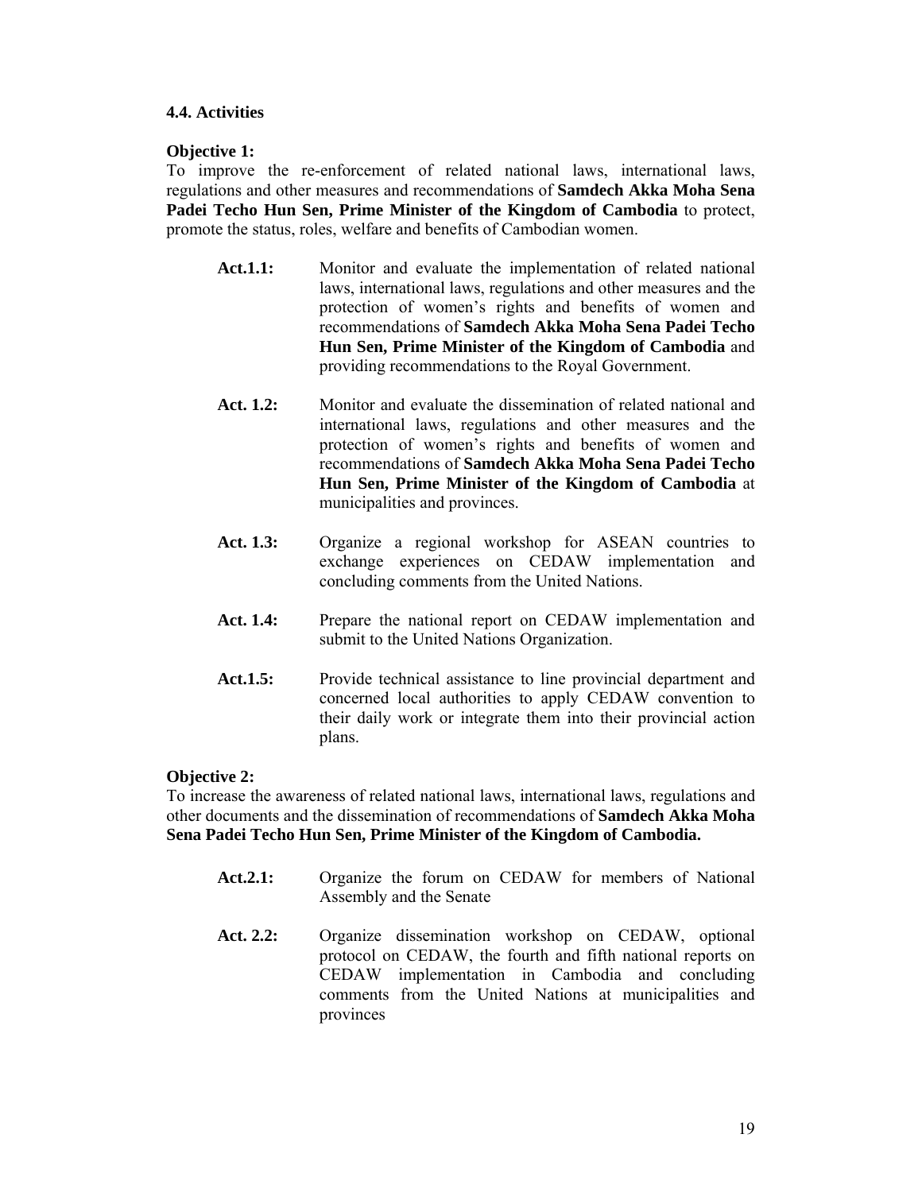### 4.4. Activities

**Objective 1:**
To improve the re-enforcement of related national laws, international laws, regulations and other measures and recommendations of **Samdech Akka Moha Sena Padei Techo Hun Sen, Prime Minister of the Kingdom of Cambodia** to protect, promote the status, roles, welfare and benefits of Cambodian women.

- **Act.1.1:** Monitor and evaluate the implementation of related national laws, international laws, regulations and other measures and the protection of women's rights and benefits of women and recommendations of **Samdech Akka Moha Sena Padei Techo Hun Sen, Prime Minister of the Kingdom of Cambodia** and providing recommendations to the Royal Government.

- **Act. 1.2:** Monitor and evaluate the dissemination of related national and international laws, regulations and other measures and the protection of women's rights and benefits of women and recommendations of **Samdech Akka Moha Sena Padei Techo Hun Sen, Prime Minister of the Kingdom of Cambodia** at municipalities and provinces.

- **Act. 1.3:** Organize a regional workshop for ASEAN countries to exchange experiences on CEDAW implementation and concluding comments from the United Nations.

- **Act. 1.4:** Prepare the national report on CEDAW implementation and submit to the United Nations Organization.

- **Act.1.5:** Provide technical assistance to line provincial department and concerned local authorities to apply CEDAW convention to their daily work or integrate them into their provincial action plans.

**Objective 2:**
To increase the awareness of related national laws, international laws, regulations and other documents and the dissemination of recommendations of **Samdech Akka Moha Sena Padei Techo Hun Sen, Prime Minister of the Kingdom of Cambodia.**

- **Act.2.1:** Organize the forum on CEDAW for members of National Assembly and the Senate

- **Act. 2.2:** Organize dissemination workshop on CEDAW, optional protocol on CEDAW, the fourth and fifth national reports on CEDAW implementation in Cambodia and concluding comments from the United Nations at municipalities and provinces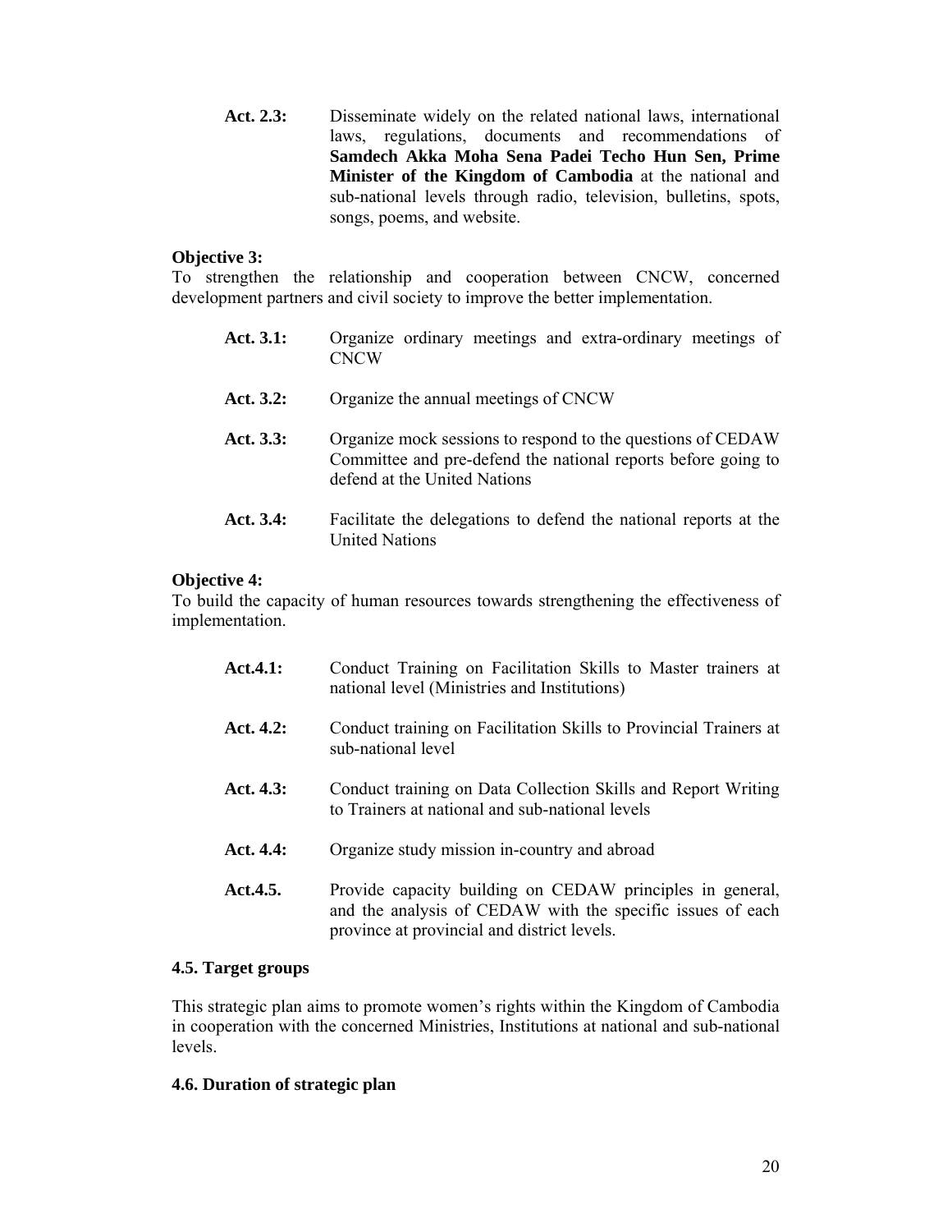**Act. 2.3:** Disseminate widely on the related national laws, international laws, regulations, documents and recommendations of **Samdech Akka Moha Sena Padei Techo Hun Sen, Prime Minister of the Kingdom of Cambodia** at the national and sub-national levels through radio, television, bulletins, spots, songs, poems, and website.

**Objective 3:**
To strengthen the relationship and cooperation between CNCW, concerned development partners and civil society to improve the better implementation.

**Act. 3.1:** Organize ordinary meetings and extra-ordinary meetings of CNCW

**Act. 3.2:** Organize the annual meetings of CNCW

**Act. 3.3:** Organize mock sessions to respond to the questions of CEDAW Committee and pre-defend the national reports before going to defend at the United Nations

**Act. 3.4:** Facilitate the delegations to defend the national reports at the United Nations

**Objective 4:**
To build the capacity of human resources towards strengthening the effectiveness of implementation.

**Act.4.1:** Conduct Training on Facilitation Skills to Master trainers at national level (Ministries and Institutions)

**Act. 4.2:** Conduct training on Facilitation Skills to Provincial Trainers at sub-national level

**Act. 4.3:** Conduct training on Data Collection Skills and Report Writing to Trainers at national and sub-national levels

**Act. 4.4:** Organize study mission in-country and abroad

**Act.4.5.** Provide capacity building on CEDAW principles in general, and the analysis of CEDAW with the specific issues of each province at provincial and district levels.

### 4.5. Target groups

This strategic plan aims to promote women's rights within the Kingdom of Cambodia in cooperation with the concerned Ministries, Institutions at national and sub-national levels.

### 4.6. Duration of strategic plan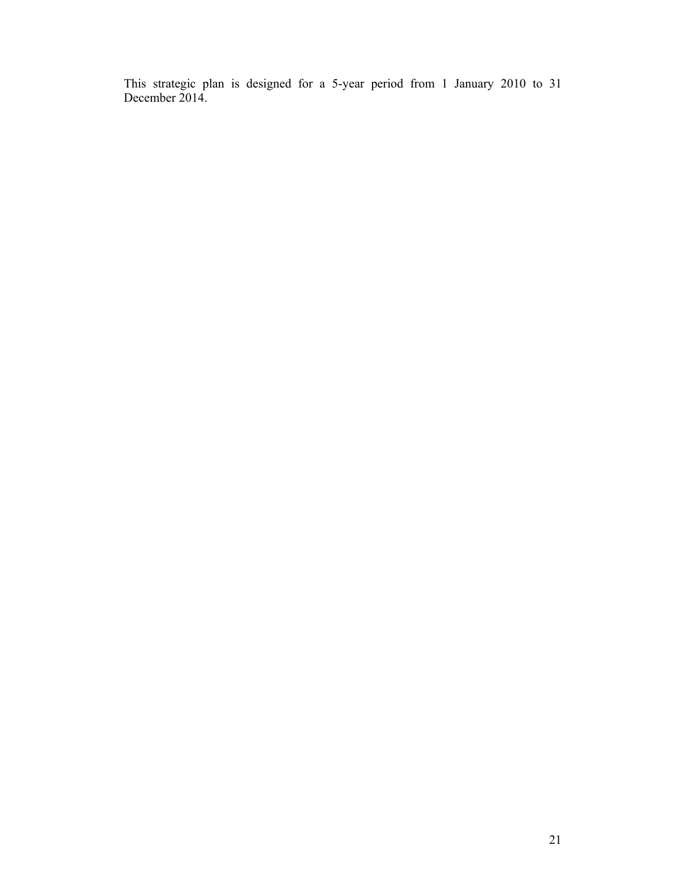This strategic plan is designed for a 5-year period from 1 January 2010 to 31 December 2014.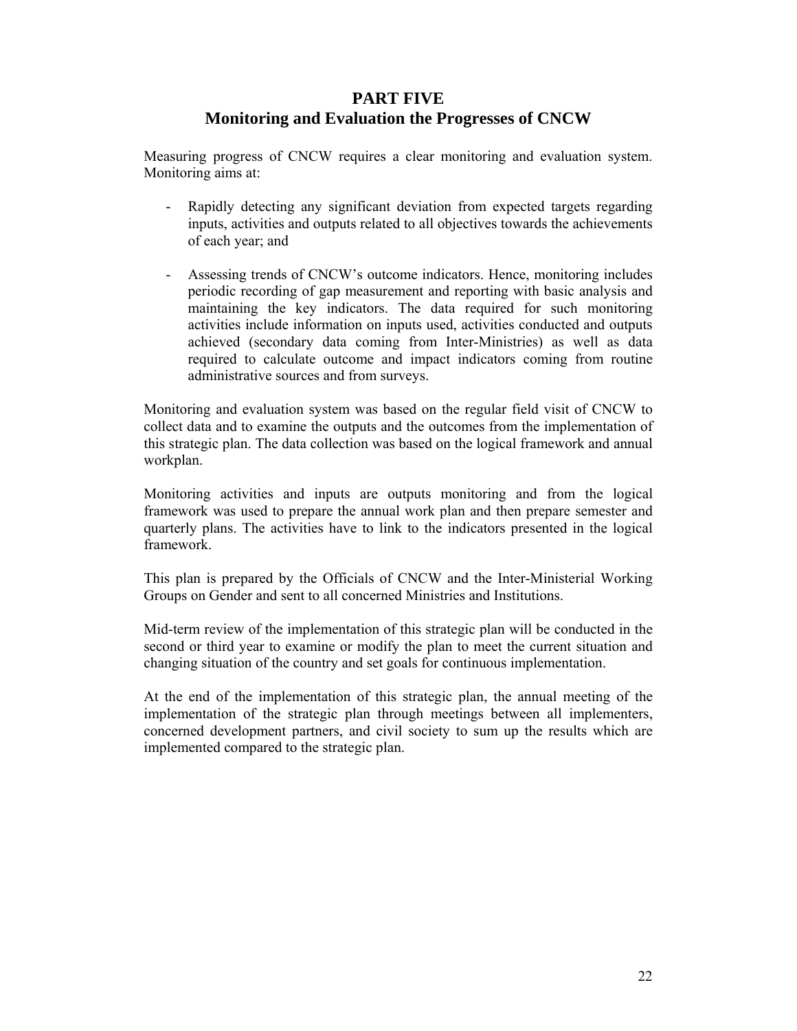# PART FIVE
## Monitoring and Evaluation the Progresses of CNCW

Measuring progress of CNCW requires a clear monitoring and evaluation system. Monitoring aims at:

- Rapidly detecting any significant deviation from expected targets regarding inputs, activities and outputs related to all objectives towards the achievements of each year; and

- Assessing trends of CNCW's outcome indicators. Hence, monitoring includes periodic recording of gap measurement and reporting with basic analysis and maintaining the key indicators. The data required for such monitoring activities include information on inputs used, activities conducted and outputs achieved (secondary data coming from Inter-Ministries) as well as data required to calculate outcome and impact indicators coming from routine administrative sources and from surveys.

Monitoring and evaluation system was based on the regular field visit of CNCW to collect data and to examine the outputs and the outcomes from the implementation of this strategic plan. The data collection was based on the logical framework and annual workplan.

Monitoring activities and inputs are outputs monitoring and from the logical framework was used to prepare the annual work plan and then prepare semester and quarterly plans. The activities have to link to the indicators presented in the logical framework.

This plan is prepared by the Officials of CNCW and the Inter-Ministerial Working Groups on Gender and sent to all concerned Ministries and Institutions.

Mid-term review of the implementation of this strategic plan will be conducted in the second or third year to examine or modify the plan to meet the current situation and changing situation of the country and set goals for continuous implementation.

At the end of the implementation of this strategic plan, the annual meeting of the implementation of the strategic plan through meetings between all implementers, concerned development partners, and civil society to sum up the results which are implemented compared to the strategic plan.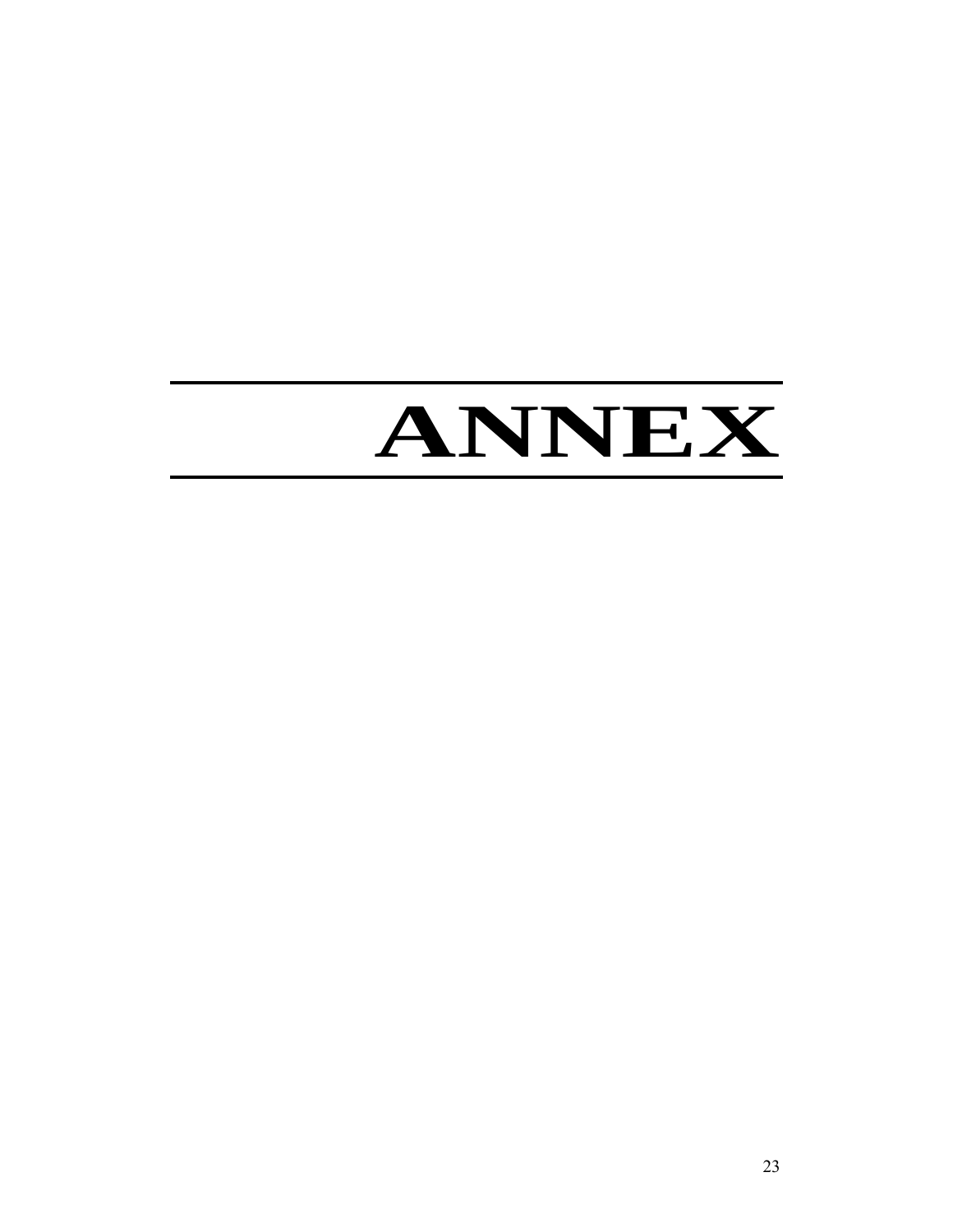# ANNEX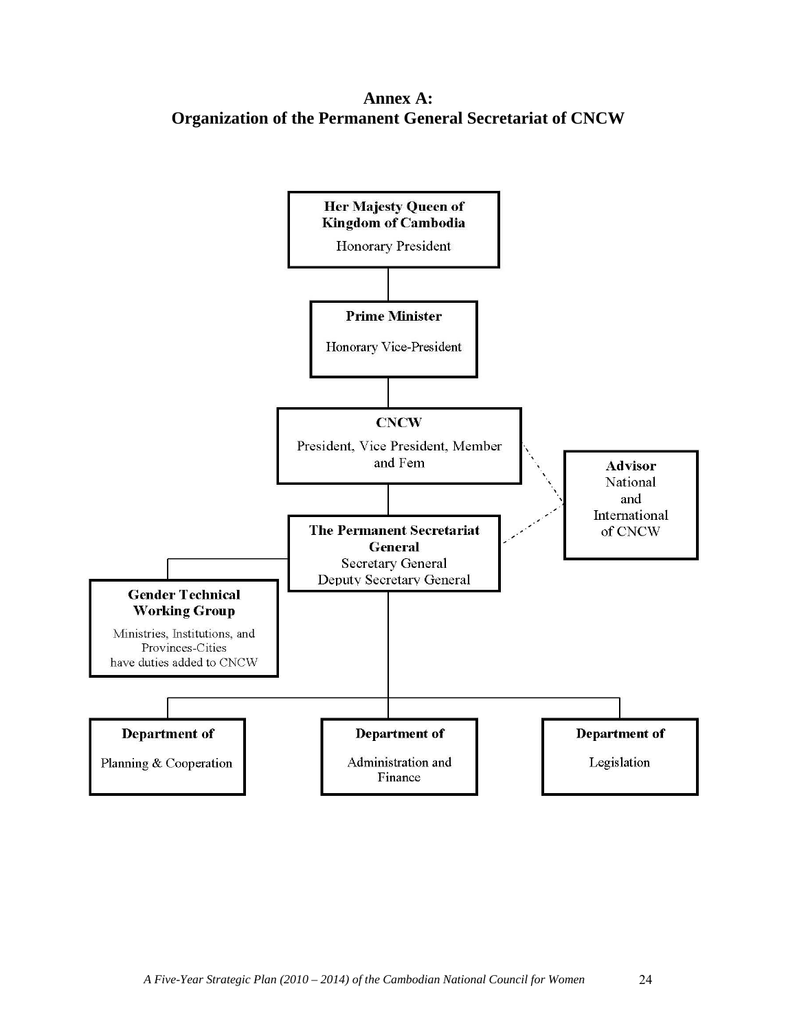# Annex A:
# Organization of the Permanent General Secretariat of CNCW

**Her Majesty Queen of Kingdom of Cambodia**
Honorary President

**Prime Minister**
Honorary Vice-President

**CNCW**
President, Vice President, Member and Fem

**Advisor**
National and International of CNCW

**The Permanent Secretariat General**
Secretary General
Deputy Secretary General

**Gender Technical Working Group**
Ministries, Institutions, and Provinces-Cities have duties added to CNCW

**Department of**
Planning & Cooperation

**Department of**
Administration and Finance

**Department of**
Legislation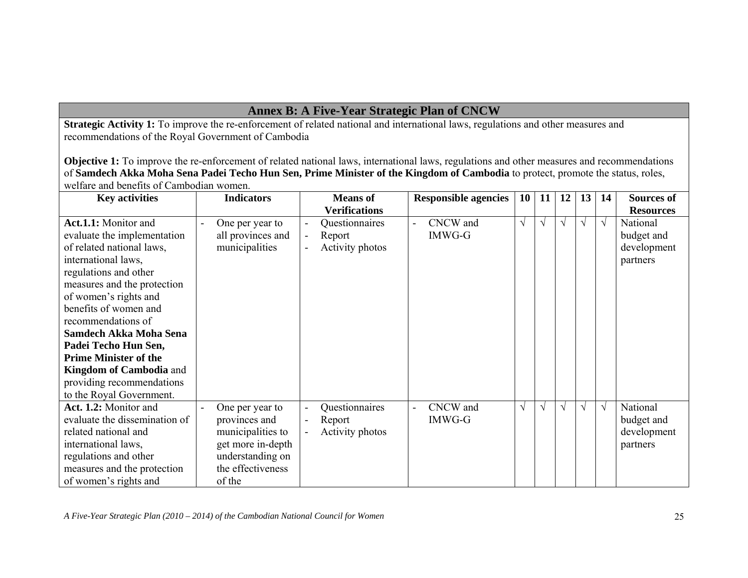## Annex B: A Five-Year Strategic Plan of CNCW

**Strategic Activity 1:** To improve the re-enforcement of related national and international laws, regulations and other measures and recommendations of the Royal Government of Cambodia

**Objective 1:** To improve the re-enforcement of related national laws, international laws, regulations and other measures and recommendations of **Samdech Akka Moha Sena Padei Techo Hun Sen, Prime Minister of the Kingdom of Cambodia** to protect, promote the status, roles, welfare and benefits of Cambodian women.

| Key activities | Indicators | Means of Verifications | Responsible agencies | 10 | 11 | 12 | 13 | 14 | Sources of Resources |
|---|---|---|---|---|---|---|---|---|---|
| **Act.1.1:** Monitor and evaluate the implementation of related national laws, international laws, regulations and other measures and the protection of women's rights and benefits of women and recommendations of **Samdech Akka Moha Sena Padei Techo Hun Sen, Prime Minister of the Kingdom of Cambodia** and providing recommendations to the Royal Government. | - One per year to all provinces and municipalities | - Questionnaires<br>- Report<br>- Activity photos | - CNCW and IMWG-G | √ | √ | √ | √ | √ | National budget and development partners |
| **Act. 1.2:** Monitor and evaluate the dissemination of related national and international laws, regulations and other measures and the protection of women's rights and | - One per year to provinces and municipalities to get more in-depth understanding on the effectiveness of the | - Questionnaires<br>- Report<br>- Activity photos | - CNCW and IMWG-G | √ | √ | √ | √ | √ | National budget and development partners |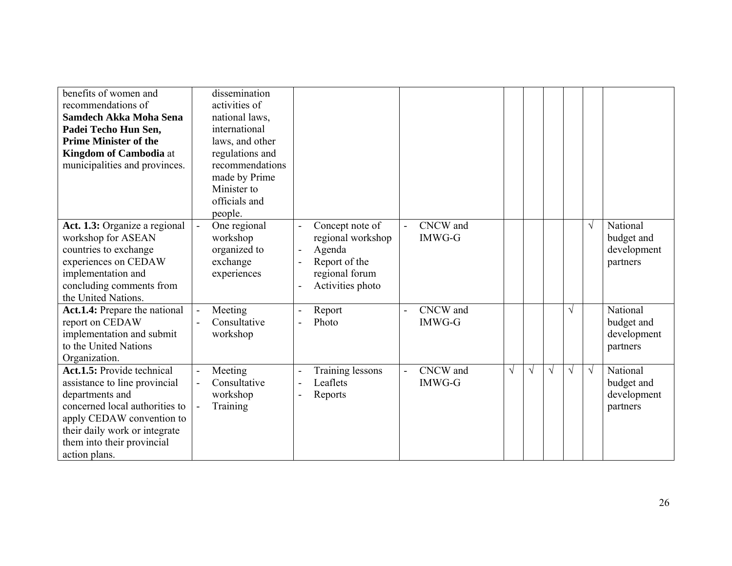| | | | | | | | | | |
|---|---|---|---|---|---|---|---|---|---|
| benefits of women and recommendations of **Samdech Akka Moha Sena Padei Techo Hun Sen, Prime Minister of the Kingdom of Cambodia** at municipalities and provinces. | dissemination activities of national laws, international laws, and other regulations and recommendations made by Prime Minister to officials and people. | | | | | | | | |
| **Act. 1.3:** Organize a regional workshop for ASEAN countries to exchange experiences on CEDAW implementation and concluding comments from the United Nations. | - One regional workshop organized to exchange experiences | - Concept note of regional workshop<br>- Agenda<br>- Report of the regional forum<br>- Activities photo | - CNCW and IMWG-G | | | | | √ | National budget and development partners |
| **Act.1.4:** Prepare the national report on CEDAW implementation and submit to the United Nations Organization. | - Meeting<br>- Consultative workshop | - Report<br>- Photo | - CNCW and IMWG-G | | | | √ | | National budget and development partners |
| **Act.1.5:** Provide technical assistance to line provincial departments and concerned local authorities to apply CEDAW convention to their daily work or integrate them into their provincial action plans. | - Meeting<br>- Consultative workshop<br>- Training | - Training lessons<br>- Leaflets<br>- Reports | - CNCW and IMWG-G | √ | √ | √ | √ | √ | National budget and development partners |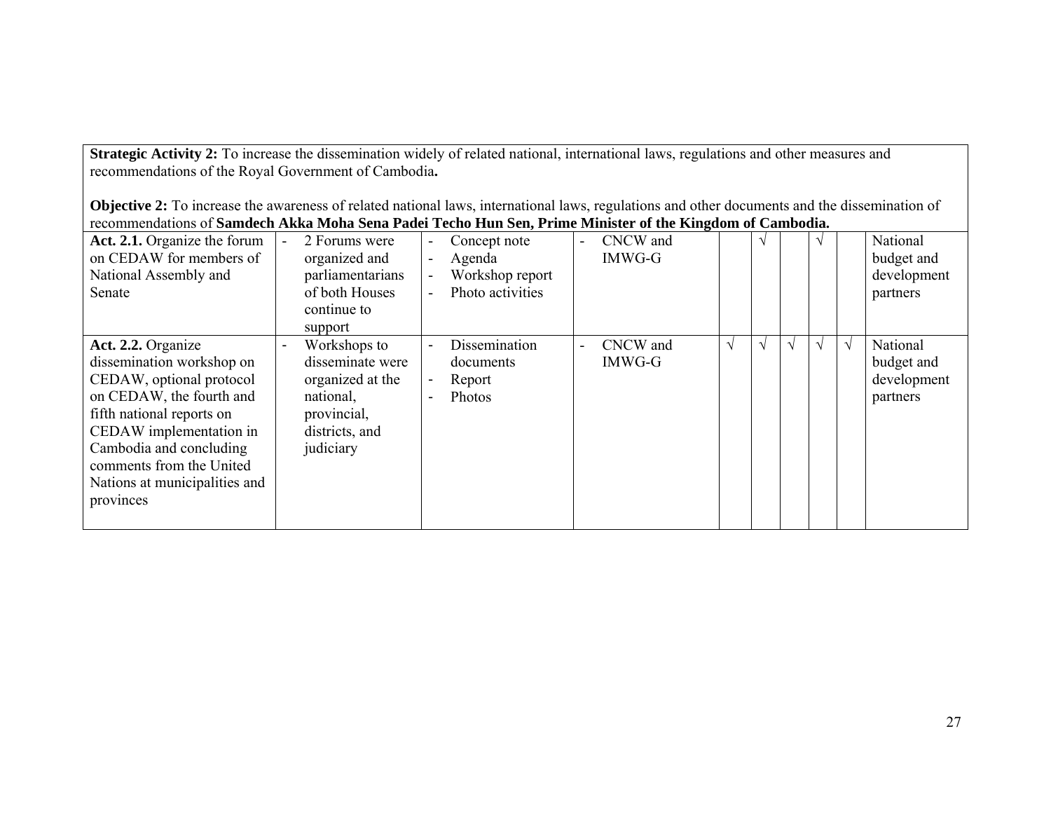| **Strategic Activity 2:** To increase the dissemination widely of related national, international laws, regulations and other measures and recommendations of the Royal Government of Cambodia**.**<br><br>**Objective 2:** To increase the awareness of related national laws, international laws, regulations and other documents and the dissemination of recommendations of **Samdech Akka Moha Sena Padei Techo Hun Sen, Prime Minister of the Kingdom of Cambodia.** | | | | | | | | | |
|---|---|---|---|---|---|---|---|---|---|
| **Act. 2.1.** Organize the forum on CEDAW for members of National Assembly and Senate | - 2 Forums were organized and parliamentarians of both Houses continue to support | - Concept note<br>- Agenda<br>- Workshop report<br>- Photo activities | - CNCW and IMWG-G | | √ | | √ | | National budget and development partners |
| **Act. 2.2.** Organize dissemination workshop on CEDAW, optional protocol on CEDAW, the fourth and fifth national reports on CEDAW implementation in Cambodia and concluding comments from the United Nations at municipalities and provinces | - Workshops to disseminate were organized at the national, provincial, districts, and judiciary | - Dissemination documents<br>- Report<br>- Photos | - CNCW and IMWG-G | √ | √ | √ | √ | √ | National budget and development partners |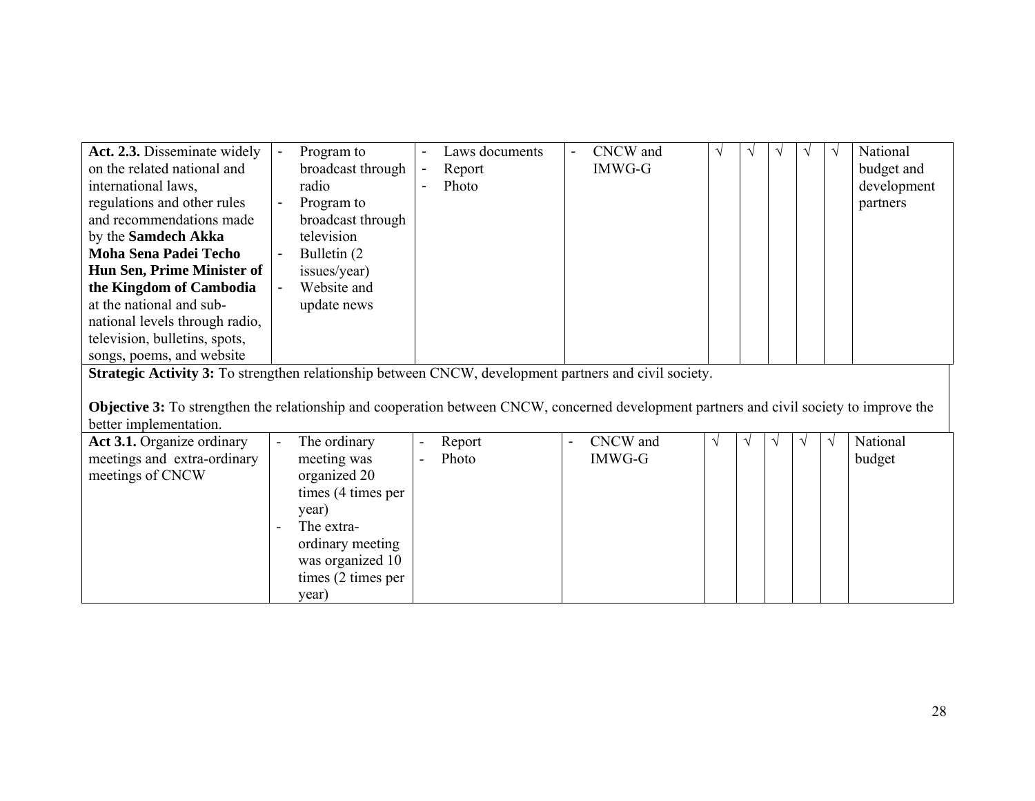| | | | | | | | | | |
|---|---|---|---|---|---|---|---|---|---|
| **Act. 2.3.** Disseminate widely on the related national and international laws, regulations and other rules and recommendations made by the **Samdech Akka Moha Sena Padei Techo Hun Sen, Prime Minister of the Kingdom of Cambodia** at the national and sub-national levels through radio, television, bulletins, spots, songs, poems, and website | - Program to broadcast through radio<br>- Program to broadcast through television<br>- Bulletin (2 issues/year)<br>- Website and update news | - Laws documents<br>- Report<br>- Photo | - CNCW and IMWG-G | √ | √ | √ | √ | √ | National budget and development partners |

**Strategic Activity 3:** To strengthen relationship between CNCW, development partners and civil society.

**Objective 3:** To strengthen the relationship and cooperation between CNCW, concerned development partners and civil society to improve the better implementation.

| | | | | | | | | | |
|---|---|---|---|---|---|---|---|---|---|
| **Act 3.1.** Organize ordinary meetings and extra-ordinary meetings of CNCW | - The ordinary meeting was organized 20 times (4 times per year)<br>- The extra-ordinary meeting was organized 10 times (2 times per year) | - Report<br>- Photo | - CNCW and IMWG-G | √ | √ | √ | √ | √ | National budget |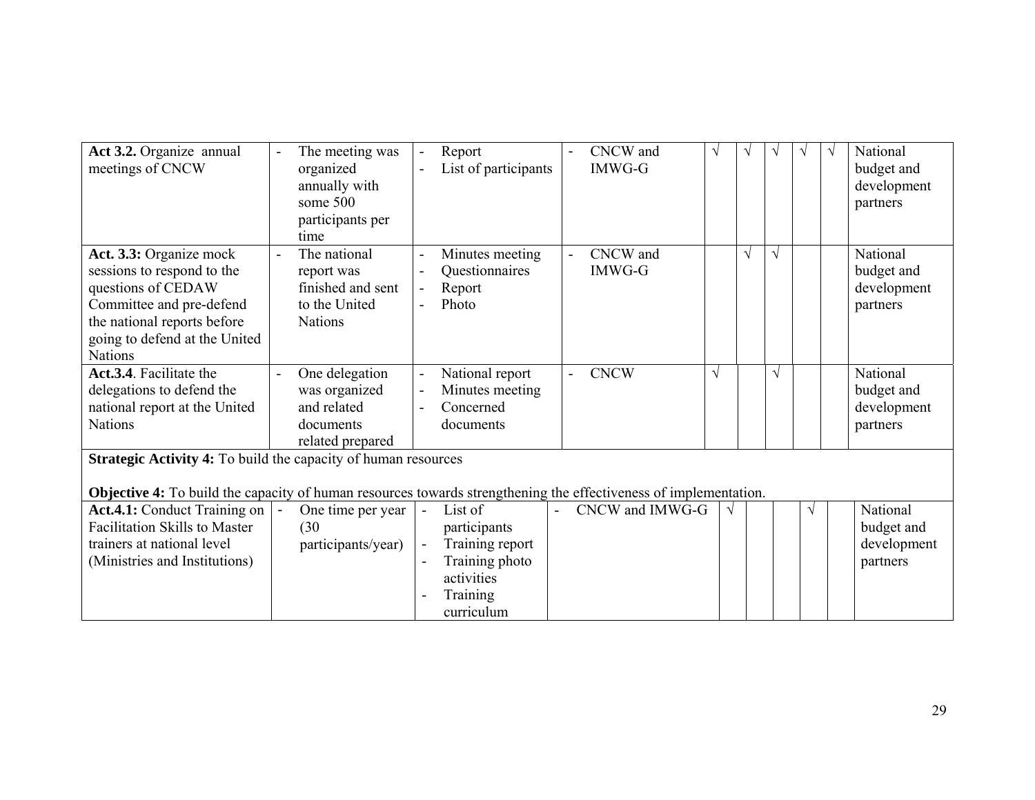| | | | | | | | | | |
|---|---|---|---|---|---|---|---|---|---|
| **Act 3.2.** Organize annual meetings of CNCW | - The meeting was organized annually with some 500 participants per time | - Report<br>- List of participants | - CNCW and IMWG-G | √ | √ | √ | √ | √ | National budget and development partners |
| **Act. 3.3:** Organize mock sessions to respond to the questions of CEDAW Committee and pre-defend the national reports before going to defend at the United Nations | - The national report was finished and sent to the United Nations | - Minutes meeting<br>- Questionnaires<br>- Report<br>- Photo | - CNCW and IMWG-G | | √ | √ | | | National budget and development partners |
| **Act.3.4**. Facilitate the delegations to defend the national report at the United Nations | - One delegation was organized and related documents related prepared | - National report<br>- Minutes meeting<br>- Concerned documents | - CNCW | √ | | √ | | | National budget and development partners |
| **Strategic Activity 4:** To build the capacity of human resources<br><br>**Objective 4:** To build the capacity of human resources towards strengthening the effectiveness of implementation. | | | | | | | | | |
| **Act.4.1:** Conduct Training on Facilitation Skills to Master trainers at national level (Ministries and Institutions) | - One time per year (30 participants/year) | - List of participants<br>- Training report<br>- Training photo activities<br>- Training curriculum | - CNCW and IMWG-G | √ | | | √ | | National budget and development partners |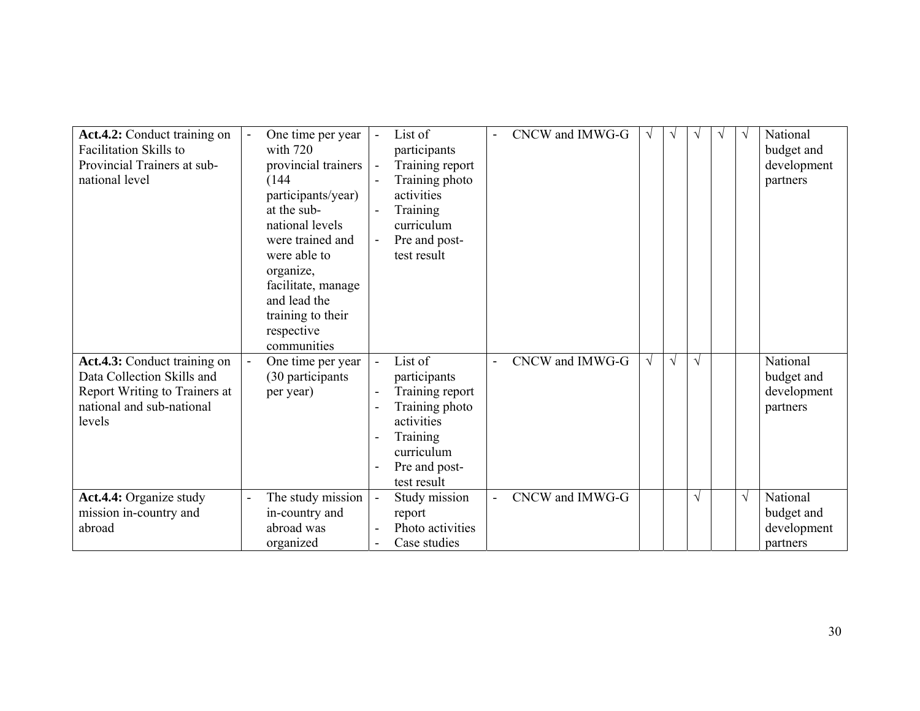| | | | | | | | | | |
|---|---|---|---|---|---|---|---|---|---|
| **Act.4.2:** Conduct training on Facilitation Skills to Provincial Trainers at sub-national level | - One time per year with 720 provincial trainers (144 participants/year) at the sub-national levels were trained and were able to organize, facilitate, manage and lead the training to their respective communities | - List of participants<br>- Training report<br>- Training photo activities<br>- Training curriculum<br>- Pre and post-test result | - CNCW and IMWG-G | √ | √ | √ | √ | √ | National budget and development partners |
| **Act.4.3:** Conduct training on Data Collection Skills and Report Writing to Trainers at national and sub-national levels | - One time per year (30 participants per year) | - List of participants<br>- Training report<br>- Training photo activities<br>- Training curriculum<br>- Pre and post-test result | - CNCW and IMWG-G | √ | √ | √ | | | National budget and development partners |
| **Act.4.4:** Organize study mission in-country and abroad | - The study mission in-country and abroad was organized | - Study mission report<br>- Photo activities<br>- Case studies | - CNCW and IMWG-G | | | √ | | √ | National budget and development partners |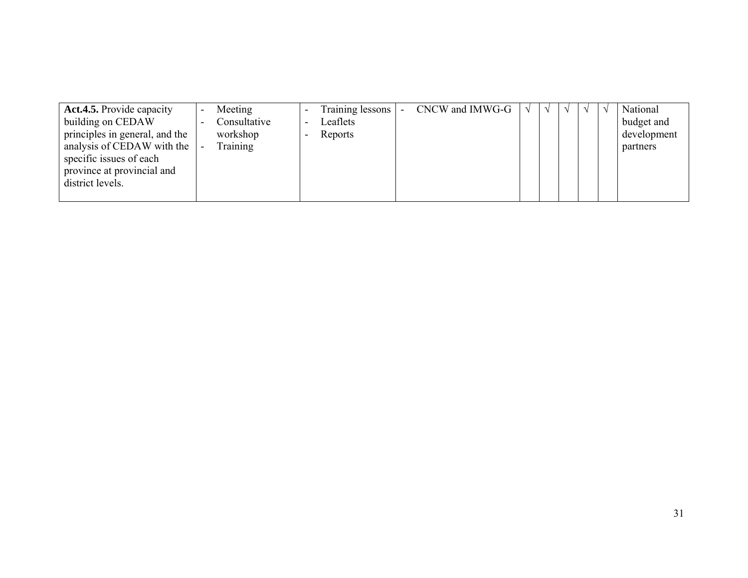| | | | | | | | | | |
|---|---|---|---|---|---|---|---|---|---|
| **Act.4.5.** Provide capacity building on CEDAW principles in general, and the analysis of CEDAW with the specific issues of each province at provincial and district levels. | - Meeting<br>- Consultative workshop<br>- Training | - Training lessons<br>- Leaflets<br>- Reports | - CNCW and IMWG-G | √ | √ | √ | √ | √ | National budget and development partners |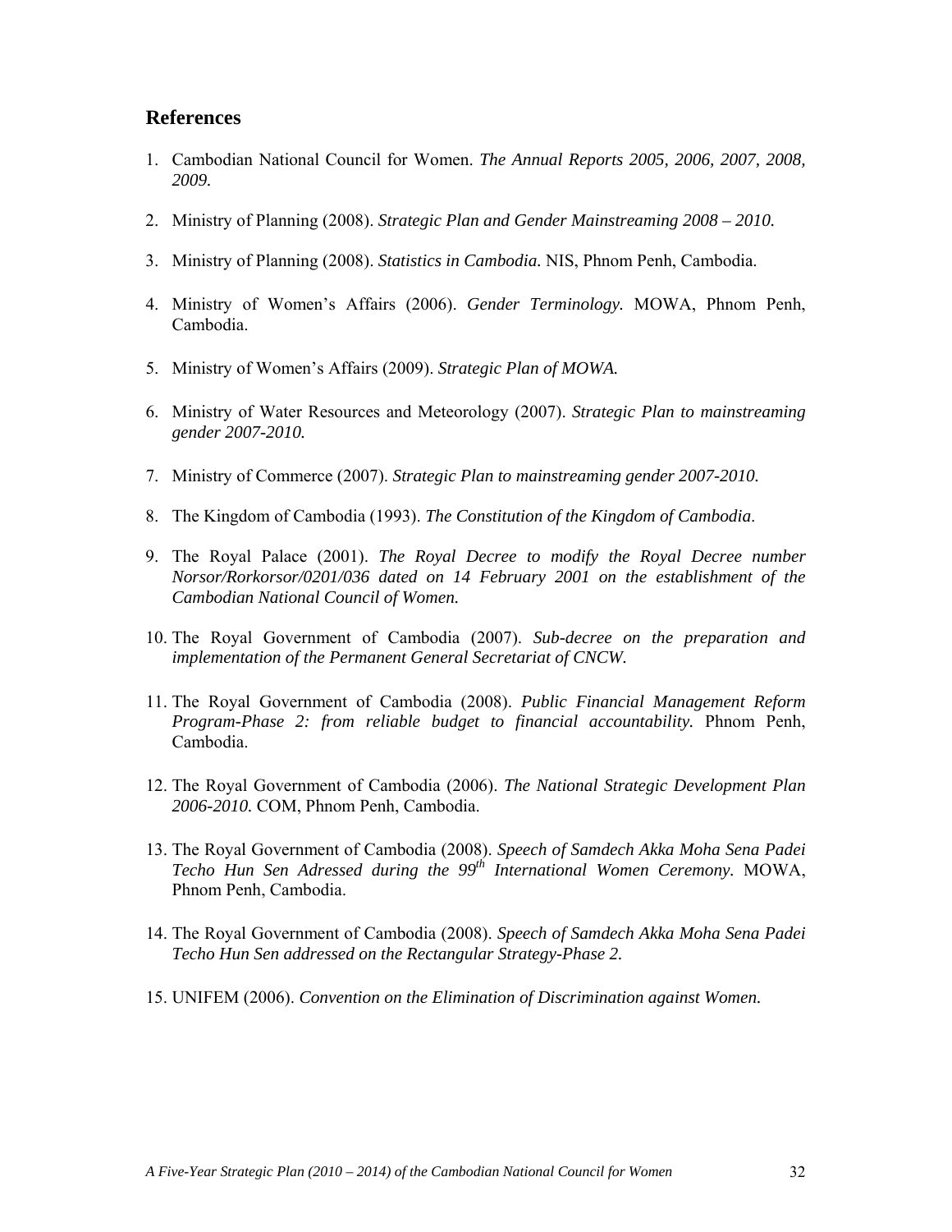## References

1. Cambodian National Council for Women. *The Annual Reports 2005, 2006, 2007, 2008, 2009.*

2. Ministry of Planning (2008). *Strategic Plan and Gender Mainstreaming 2008 – 2010.*

3. Ministry of Planning (2008). *Statistics in Cambodia.* NIS, Phnom Penh, Cambodia.

4. Ministry of Women's Affairs (2006). *Gender Terminology.* MOWA, Phnom Penh, Cambodia.

5. Ministry of Women's Affairs (2009). *Strategic Plan of MOWA.*

6. Ministry of Water Resources and Meteorology (2007). *Strategic Plan to mainstreaming gender 2007-2010.*

7. Ministry of Commerce (2007). *Strategic Plan to mainstreaming gender 2007-2010.*

8. The Kingdom of Cambodia (1993). *The Constitution of the Kingdom of Cambodia.*

9. The Royal Palace (2001). *The Royal Decree to modify the Royal Decree number Norsor/Rorkorsor/0201/036 dated on 14 February 2001 on the establishment of the Cambodian National Council of Women.*

10. The Royal Government of Cambodia (2007). *Sub-decree on the preparation and implementation of the Permanent General Secretariat of CNCW.*

11. The Royal Government of Cambodia (2008). *Public Financial Management Reform Program-Phase 2: from reliable budget to financial accountability.* Phnom Penh, Cambodia.

12. The Royal Government of Cambodia (2006). *The National Strategic Development Plan 2006-2010.* COM, Phnom Penh, Cambodia.

13. The Royal Government of Cambodia (2008). *Speech of Samdech Akka Moha Sena Padei Techo Hun Sen Adressed during the 99th International Women Ceremony.* MOWA, Phnom Penh, Cambodia.

14. The Royal Government of Cambodia (2008). *Speech of Samdech Akka Moha Sena Padei Techo Hun Sen addressed on the Rectangular Strategy-Phase 2.*

15. UNIFEM (2006). *Convention on the Elimination of Discrimination against Women.*